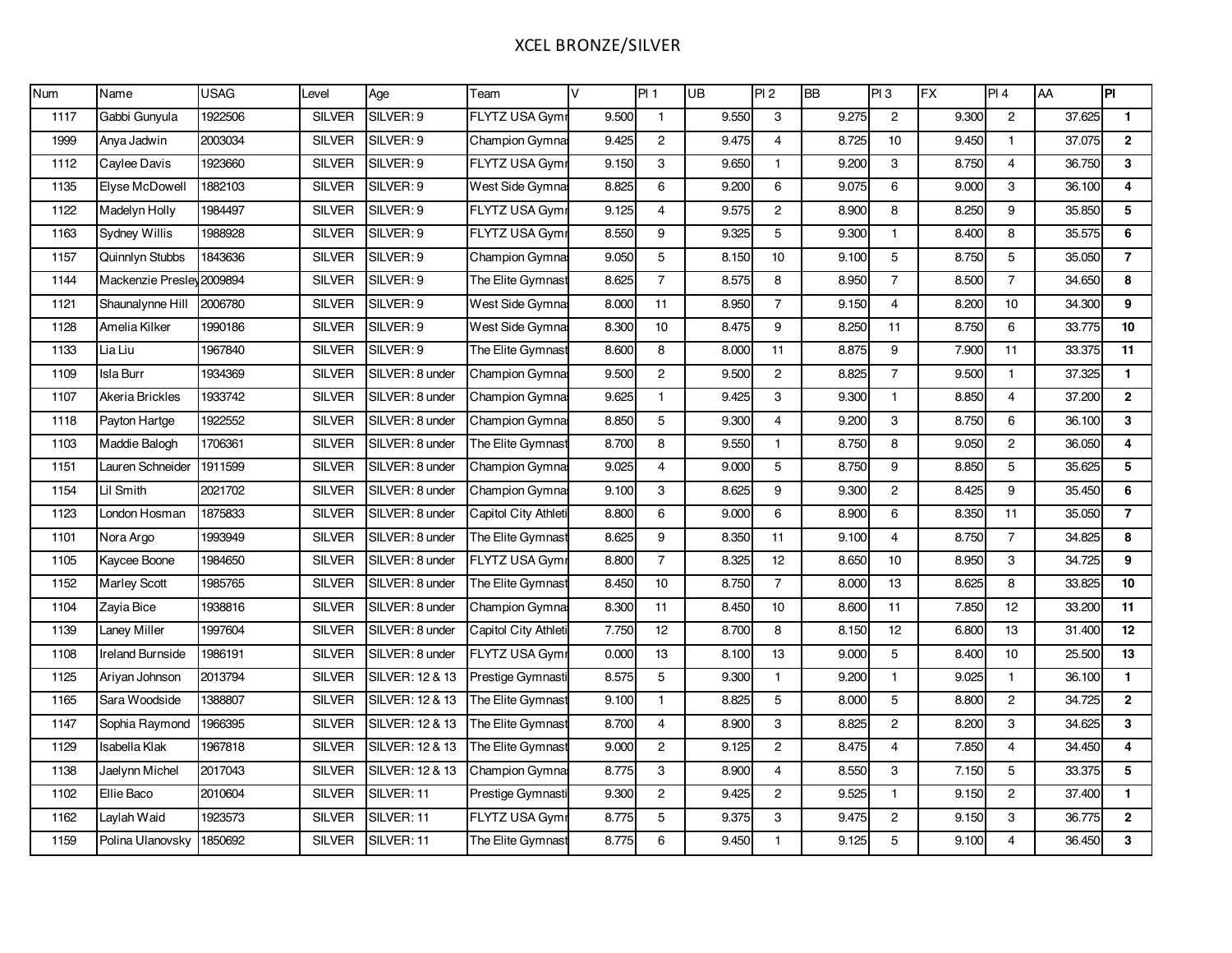# XCEL BRONZE/SILVER

| Num | Name | USAG | Level | Age | Team | V | Pl 1 | UB | Pl 2 | BB | Pl 3 | FX | Pl 4 | AA | Pl |
|---|---|---|---|---|---|---|---|---|---|---|---|---|---|---|---|
| 1117 | Gabbi Gunyula | 1922506 | SILVER | SILVER: 9 | FLYTZ USA Gymr | 9.500 | 1 | 9.550 | 3 | 9.275 | 2 | 9.300 | 2 | 37.625 | **1** |
| 1999 | Anya Jadwin | 2003034 | SILVER | SILVER: 9 | Champion Gymnas | 9.425 | 2 | 9.475 | 4 | 8.725 | 10 | 9.450 | 1 | 37.075 | **2** |
| 1112 | Caylee Davis | 1923660 | SILVER | SILVER: 9 | FLYTZ USA Gymr | 9.150 | 3 | 9.650 | 1 | 9.200 | 3 | 8.750 | 4 | 36.750 | **3** |
| 1135 | Elyse McDowell | 1882103 | SILVER | SILVER: 9 | West Side Gymnas | 8.825 | 6 | 9.200 | 6 | 9.075 | 6 | 9.000 | 3 | 36.100 | **4** |
| 1122 | Madelyn Holly | 1984497 | SILVER | SILVER: 9 | FLYTZ USA Gymr | 9.125 | 4 | 9.575 | 2 | 8.900 | 8 | 8.250 | 9 | 35.850 | **5** |
| 1163 | Sydney Willis | 1988928 | SILVER | SILVER: 9 | FLYTZ USA Gymr | 8.550 | 9 | 9.325 | 5 | 9.300 | 1 | 8.400 | 8 | 35.575 | **6** |
| 1157 | Quinnlyn Stubbs | 1843636 | SILVER | SILVER: 9 | Champion Gymnas | 9.050 | 5 | 8.150 | 10 | 9.100 | 5 | 8.750 | 5 | 35.050 | **7** |
| 1144 | Mackenzie Presley | 2009894 | SILVER | SILVER: 9 | The Elite Gymnast | 8.625 | 7 | 8.575 | 8 | 8.950 | 7 | 8.500 | 7 | 34.650 | **8** |
| 1121 | Shaunalynne Hill | 2006780 | SILVER | SILVER: 9 | West Side Gymnas | 8.000 | 11 | 8.950 | 7 | 9.150 | 4 | 8.200 | 10 | 34.300 | **9** |
| 1128 | Amelia Kilker | 1990186 | SILVER | SILVER: 9 | West Side Gymnas | 8.300 | 10 | 8.475 | 9 | 8.250 | 11 | 8.750 | 6 | 33.775 | **10** |
| 1133 | Lia Liu | 1967840 | SILVER | SILVER: 9 | The Elite Gymnast | 8.600 | 8 | 8.000 | 11 | 8.875 | 9 | 7.900 | 11 | 33.375 | **11** |
| 1109 | Isla Burr | 1934369 | SILVER | SILVER: 8 under | Champion Gymnas | 9.500 | 2 | 9.500 | 2 | 8.825 | 7 | 9.500 | 1 | 37.325 | **1** |
| 1107 | Akeria Brickles | 1933742 | SILVER | SILVER: 8 under | Champion Gymnas | 9.625 | 1 | 9.425 | 3 | 9.300 | 1 | 8.850 | 4 | 37.200 | **2** |
| 1118 | Payton Hartge | 1922552 | SILVER | SILVER: 8 under | Champion Gymnas | 8.850 | 5 | 9.300 | 4 | 9.200 | 3 | 8.750 | 6 | 36.100 | **3** |
| 1103 | Maddie Balogh | 1706361 | SILVER | SILVER: 8 under | The Elite Gymnast | 8.700 | 8 | 9.550 | 1 | 8.750 | 8 | 9.050 | 2 | 36.050 | **4** |
| 1151 | Lauren Schneider | 1911599 | SILVER | SILVER: 8 under | Champion Gymnas | 9.025 | 4 | 9.000 | 5 | 8.750 | 9 | 8.850 | 5 | 35.625 | **5** |
| 1154 | Lil Smith | 2021702 | SILVER | SILVER: 8 under | Champion Gymnas | 9.100 | 3 | 8.625 | 9 | 9.300 | 2 | 8.425 | 9 | 35.450 | **6** |
| 1123 | London Hosman | 1875833 | SILVER | SILVER: 8 under | Capitol City Athleti | 8.800 | 6 | 9.000 | 6 | 8.900 | 6 | 8.350 | 11 | 35.050 | **7** |
| 1101 | Nora Argo | 1993949 | SILVER | SILVER: 8 under | The Elite Gymnast | 8.625 | 9 | 8.350 | 11 | 9.100 | 4 | 8.750 | 7 | 34.825 | **8** |
| 1105 | Kaycee Boone | 1984650 | SILVER | SILVER: 8 under | FLYTZ USA Gymr | 8.800 | 7 | 8.325 | 12 | 8.650 | 10 | 8.950 | 3 | 34.725 | **9** |
| 1152 | Marley Scott | 1985765 | SILVER | SILVER: 8 under | The Elite Gymnast | 8.450 | 10 | 8.750 | 7 | 8.000 | 13 | 8.625 | 8 | 33.825 | **10** |
| 1104 | Zayia Bice | 1938816 | SILVER | SILVER: 8 under | Champion Gymnas | 8.300 | 11 | 8.450 | 10 | 8.600 | 11 | 7.850 | 12 | 33.200 | **11** |
| 1139 | Laney Miller | 1997604 | SILVER | SILVER: 8 under | Capitol City Athleti | 7.750 | 12 | 8.700 | 8 | 8.150 | 12 | 6.800 | 13 | 31.400 | **12** |
| 1108 | Ireland Burnside | 1986191 | SILVER | SILVER: 8 under | FLYTZ USA Gymr | 0.000 | 13 | 8.100 | 13 | 9.000 | 5 | 8.400 | 10 | 25.500 | **13** |
| 1125 | Ariyan Johnson | 2013794 | SILVER | SILVER: 12 & 13 | Prestige Gymnasti | 8.575 | 5 | 9.300 | 1 | 9.200 | 1 | 9.025 | 1 | 36.100 | **1** |
| 1165 | Sara Woodside | 1388807 | SILVER | SILVER: 12 & 13 | The Elite Gymnast | 9.100 | 1 | 8.825 | 5 | 8.000 | 5 | 8.800 | 2 | 34.725 | **2** |
| 1147 | Sophia Raymond | 1966395 | SILVER | SILVER: 12 & 13 | The Elite Gymnast | 8.700 | 4 | 8.900 | 3 | 8.825 | 2 | 8.200 | 3 | 34.625 | **3** |
| 1129 | Isabella Klak | 1967818 | SILVER | SILVER: 12 & 13 | The Elite Gymnast | 9.000 | 2 | 9.125 | 2 | 8.475 | 4 | 7.850 | 4 | 34.450 | **4** |
| 1138 | Jaelynn Michel | 2017043 | SILVER | SILVER: 12 & 13 | Champion Gymnas | 8.775 | 3 | 8.900 | 4 | 8.550 | 3 | 7.150 | 5 | 33.375 | **5** |
| 1102 | Ellie Baco | 2010604 | SILVER | SILVER: 11 | Prestige Gymnasti | 9.300 | 2 | 9.425 | 2 | 9.525 | 1 | 9.150 | 2 | 37.400 | **1** |
| 1162 | Laylah Waid | 1923573 | SILVER | SILVER: 11 | FLYTZ USA Gymr | 8.775 | 5 | 9.375 | 3 | 9.475 | 2 | 9.150 | 3 | 36.775 | **2** |
| 1159 | Polina Ulanovsky | 1850692 | SILVER | SILVER: 11 | The Elite Gymnast | 8.775 | 6 | 9.450 | 1 | 9.125 | 5 | 9.100 | 4 | 36.450 | **3** |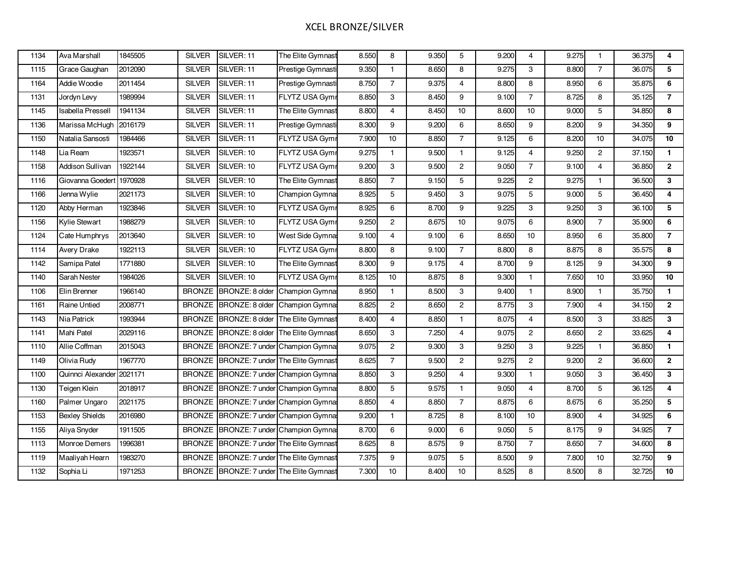# XCEL BRONZE/SILVER

| | | | | | | | | | | | | | | | |
|---|---|---|---|---|---|---|---|---|---|---|---|---|---|---|---|
| 1134 | Ava Marshall | 1845505 | SILVER | SILVER: 11 | The Elite Gymnast | 8.550 | 8 | 9.350 | 5 | 9.200 | 4 | 9.275 | 1 | 36.375 | **4** |
| 1115 | Grace Gaughan | 2012090 | SILVER | SILVER: 11 | Prestige Gymnasti | 9.350 | 1 | 8.650 | 8 | 9.275 | 3 | 8.800 | 7 | 36.075 | **5** |
| 1164 | Addie Woodie | 2011454 | SILVER | SILVER: 11 | Prestige Gymnasti | 8.750 | 7 | 9.375 | 4 | 8.800 | 8 | 8.950 | 6 | 35.875 | **6** |
| 1131 | Jordyn Levy | 1989994 | SILVER | SILVER: 11 | FLYTZ USA Gymr | 8.850 | 3 | 8.450 | 9 | 9.100 | 7 | 8.725 | 8 | 35.125 | **7** |
| 1145 | Isabella Pressell | 1941134 | SILVER | SILVER: 11 | The Elite Gymnast | 8.800 | 4 | 8.450 | 10 | 8.600 | 10 | 9.000 | 5 | 34.850 | **8** |
| 1136 | Marissa McHugh | 2016179 | SILVER | SILVER: 11 | Prestige Gymnasti | 8.300 | 9 | 9.200 | 6 | 8.650 | 9 | 8.200 | 9 | 34.350 | **9** |
| 1150 | Natalia Sansosti | 1984466 | SILVER | SILVER: 11 | FLYTZ USA Gymr | 7.900 | 10 | 8.850 | 7 | 9.125 | 6 | 8.200 | 10 | 34.075 | **10** |
| 1148 | Lia Ream | 1923571 | SILVER | SILVER: 10 | FLYTZ USA Gymr | 9.275 | 1 | 9.500 | 1 | 9.125 | 4 | 9.250 | 2 | 37.150 | **1** |
| 1158 | Addison Sullivan | 1922144 | SILVER | SILVER: 10 | FLYTZ USA Gymr | 9.200 | 3 | 9.500 | 2 | 9.050 | 7 | 9.100 | 4 | 36.850 | **2** |
| 1116 | Giovanna Goedert | 1970928 | SILVER | SILVER: 10 | The Elite Gymnast | 8.850 | 7 | 9.150 | 5 | 9.225 | 2 | 9.275 | 1 | 36.500 | **3** |
| 1166 | Jenna Wylie | 2021173 | SILVER | SILVER: 10 | Champion Gymna | 8.925 | 5 | 9.450 | 3 | 9.075 | 5 | 9.000 | 5 | 36.450 | **4** |
| 1120 | Abby Herman | 1923846 | SILVER | SILVER: 10 | FLYTZ USA Gymr | 8.925 | 6 | 8.700 | 9 | 9.225 | 3 | 9.250 | 3 | 36.100 | **5** |
| 1156 | Kylie Stewart | 1988279 | SILVER | SILVER: 10 | FLYTZ USA Gymr | 9.250 | 2 | 8.675 | 10 | 9.075 | 6 | 8.900 | 7 | 35.900 | **6** |
| 1124 | Cate Humphrys | 2013640 | SILVER | SILVER: 10 | West Side Gymna | 9.100 | 4 | 9.100 | 6 | 8.650 | 10 | 8.950 | 6 | 35.800 | **7** |
| 1114 | Avery Drake | 1922113 | SILVER | SILVER: 10 | FLYTZ USA Gymr | 8.800 | 8 | 9.100 | 7 | 8.800 | 8 | 8.875 | 8 | 35.575 | **8** |
| 1142 | Samipa Patel | 1771880 | SILVER | SILVER: 10 | The Elite Gymnast | 8.300 | 9 | 9.175 | 4 | 8.700 | 9 | 8.125 | 9 | 34.300 | **9** |
| 1140 | Sarah Nester | 1984026 | SILVER | SILVER: 10 | FLYTZ USA Gymr | 8.125 | 10 | 8.875 | 8 | 9.300 | 1 | 7.650 | 10 | 33.950 | **10** |
| 1106 | Elin Brenner | 1966140 | BRONZE | BRONZE: 8 older | Champion Gymna | 8.950 | 1 | 8.500 | 3 | 9.400 | 1 | 8.900 | 1 | 35.750 | **1** |
| 1161 | Raine Untied | 2008771 | BRONZE | BRONZE: 8 older | Champion Gymna | 8.825 | 2 | 8.650 | 2 | 8.775 | 3 | 7.900 | 4 | 34.150 | **2** |
| 1143 | Nia Patrick | 1993944 | BRONZE | BRONZE: 8 older | The Elite Gymnast | 8.400 | 4 | 8.850 | 1 | 8.075 | 4 | 8.500 | 3 | 33.825 | **3** |
| 1141 | Mahi Patel | 2029116 | BRONZE | BRONZE: 8 older | The Elite Gymnast | 8.650 | 3 | 7.250 | 4 | 9.075 | 2 | 8.650 | 2 | 33.625 | **4** |
| 1110 | Allie Coffman | 2015043 | BRONZE | BRONZE: 7 under | Champion Gymna | 9.075 | 2 | 9.300 | 3 | 9.250 | 3 | 9.225 | 1 | 36.850 | **1** |
| 1149 | Olivia Rudy | 1967770 | BRONZE | BRONZE: 7 under | The Elite Gymnast | 8.625 | 7 | 9.500 | 2 | 9.275 | 2 | 9.200 | 2 | 36.600 | **2** |
| 1100 | Quinnci Alexander | 2021171 | BRONZE | BRONZE: 7 under | Champion Gymna | 8.850 | 3 | 9.250 | 4 | 9.300 | 1 | 9.050 | 3 | 36.450 | **3** |
| 1130 | Teigen Klein | 2018917 | BRONZE | BRONZE: 7 under | Champion Gymna | 8.800 | 5 | 9.575 | 1 | 9.050 | 4 | 8.700 | 5 | 36.125 | **4** |
| 1160 | Palmer Ungaro | 2021175 | BRONZE | BRONZE: 7 under | Champion Gymna | 8.850 | 4 | 8.850 | 7 | 8.875 | 6 | 8.675 | 6 | 35.250 | **5** |
| 1153 | Bexley Shields | 2016980 | BRONZE | BRONZE: 7 under | Champion Gymna | 9.200 | 1 | 8.725 | 8 | 8.100 | 10 | 8.900 | 4 | 34.925 | **6** |
| 1155 | Aliya Snyder | 1911505 | BRONZE | BRONZE: 7 under | Champion Gymna | 8.700 | 6 | 9.000 | 6 | 9.050 | 5 | 8.175 | 9 | 34.925 | **7** |
| 1113 | Monroe Demers | 1996381 | BRONZE | BRONZE: 7 under | The Elite Gymnast | 8.625 | 8 | 8.575 | 9 | 8.750 | 7 | 8.650 | 7 | 34.600 | **8** |
| 1119 | Maaliyah Hearn | 1983270 | BRONZE | BRONZE: 7 under | The Elite Gymnast | 7.375 | 9 | 9.075 | 5 | 8.500 | 9 | 7.800 | 10 | 32.750 | **9** |
| 1132 | Sophia Li | 1971253 | BRONZE | BRONZE: 7 under | The Elite Gymnast | 7.300 | 10 | 8.400 | 10 | 8.525 | 8 | 8.500 | 8 | 32.725 | **10** |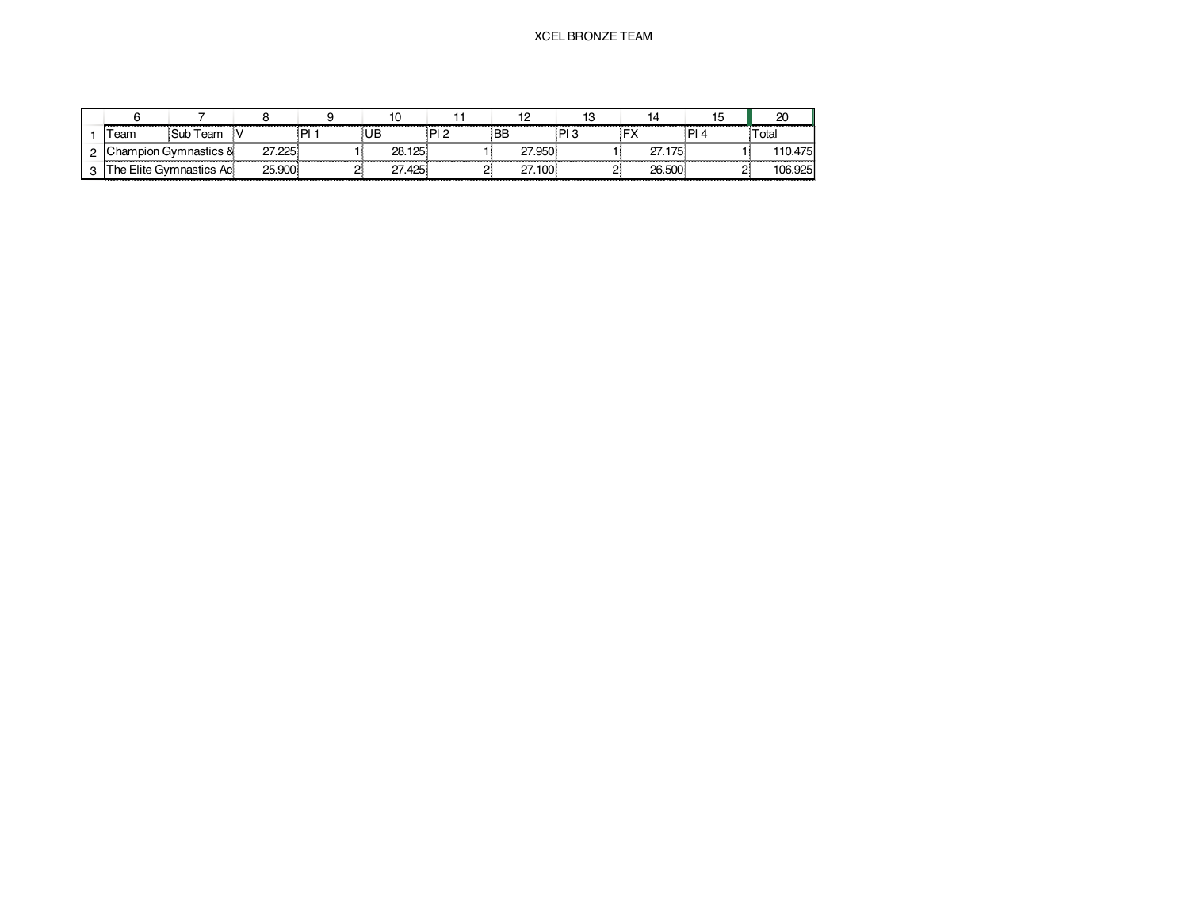XCEL BRONZE TEAM

| | 6 | 7 | 8 | 9 | 10 | 11 | 12 | 13 | 14 | 15 | 20 |
|---|---|---|---|---|---|---|---|---|---|---|---|
| 1 | Team | Sub Team | V | Pl 1 | UB | Pl 2 | BB | Pl 3 | FX | Pl 4 | Total |
| 2 | Champion Gymnastics & | | 27.225 | 1 | 28.125 | 1 | 27.950 | 1 | 27.175 | 1 | 110.475 |
| 3 | The Elite Gymnastics Ac | | 25.900 | 2 | 27.425 | 2 | 27.100 | 2 | 26.500 | 2 | 106.925 |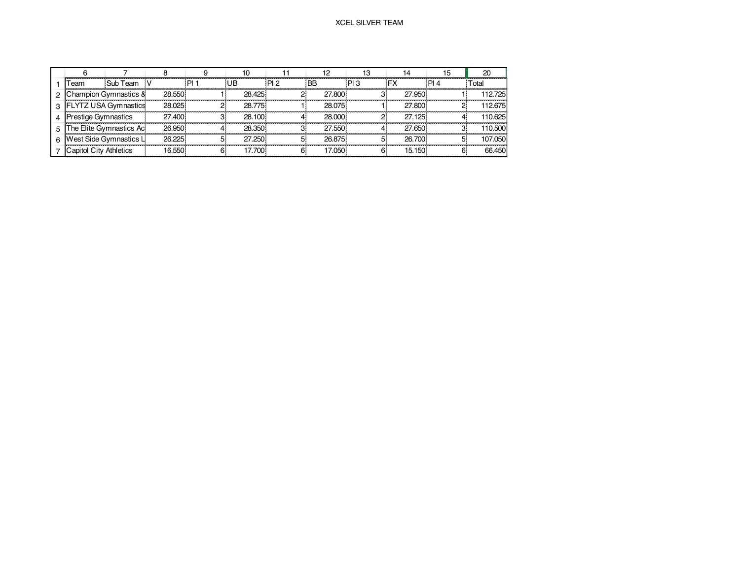# XCEL SILVER TEAM

| | 6 | 7 | 8 | 9 | 10 | 11 | 12 | 13 | 14 | 15 | 20 |
|---|---|---|---|---|---|---|---|---|---|---|---|
| 1 | Team | Sub Team | V | Pl 1 | UB | Pl 2 | BB | Pl 3 | FX | Pl 4 | Total |
| 2 | Champion Gymnastics & | | 28.550 | 1 | 28.425 | 2 | 27.800 | 3 | 27.950 | 1 | 112.725 |
| 3 | FLYTZ USA Gymnastics | | 28.025 | 2 | 28.775 | 1 | 28.075 | 1 | 27.800 | 2 | 112.675 |
| 4 | Prestige Gymnastics | | 27.400 | 3 | 28.100 | 4 | 28.000 | 2 | 27.125 | 4 | 110.625 |
| 5 | The Elite Gymnastics Ac | | 26.950 | 4 | 28.350 | 3 | 27.550 | 4 | 27.650 | 3 | 110.500 |
| 6 | West Side Gymnastics L | | 26.225 | 5 | 27.250 | 5 | 26.875 | 5 | 26.700 | 5 | 107.050 |
| 7 | Capitol City Athletics | | 16.550 | 6 | 17.700 | 6 | 17.050 | 6 | 15.150 | 6 | 66.450 |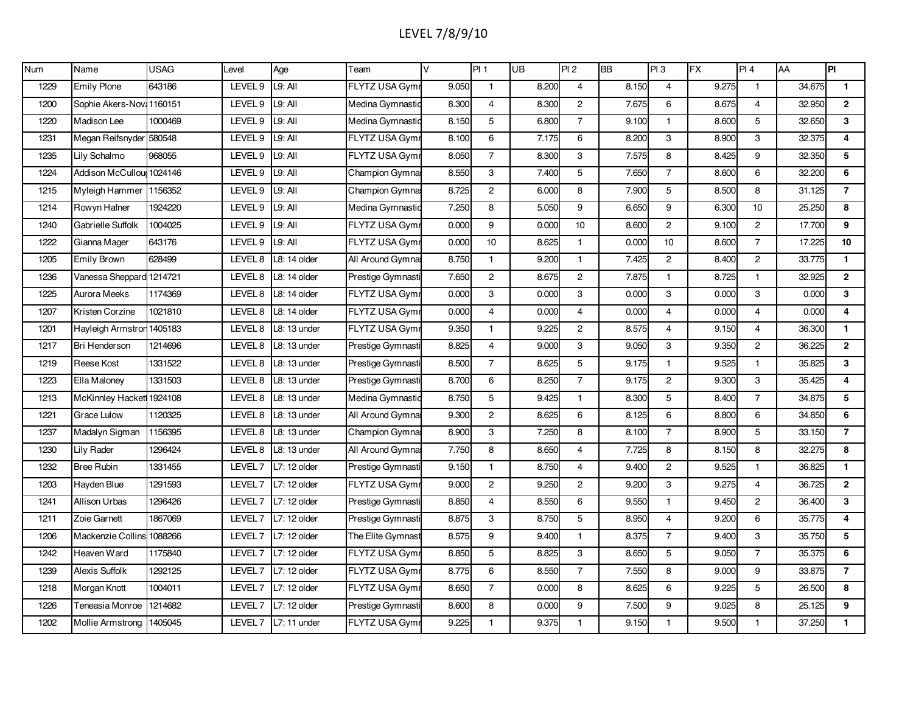# LEVEL 7/8/9/10

| Num | Name | USAG | Level | Age | Team | V | Pl 1 | UB | Pl 2 | BB | Pl 3 | FX | Pl 4 | AA | Pl |
|---|---|---|---|---|---|---|---|---|---|---|---|---|---|---|---|
| 1229 | Emily Plone | 643186 | LEVEL 9 | L9: All | FLYTZ USA Gymr | 9.050 | 1 | 8.200 | 4 | 8.150 | 4 | 9.275 | 1 | 34.675 | **1** |
| 1200 | Sophie Akers-Nova | 1160151 | LEVEL 9 | L9: All | Medina Gymnastic | 8.300 | 4 | 8.300 | 2 | 7.675 | 6 | 8.675 | 4 | 32.950 | **2** |
| 1220 | Madison Lee | 1000469 | LEVEL 9 | L9: All | Medina Gymnastic | 8.150 | 5 | 6.800 | 7 | 9.100 | 1 | 8.600 | 5 | 32.650 | **3** |
| 1231 | Megan Reifsnyder | 580548 | LEVEL 9 | L9: All | FLYTZ USA Gymr | 8.100 | 6 | 7.175 | 6 | 8.200 | 3 | 8.900 | 3 | 32.375 | **4** |
| 1235 | Lily Schalmo | 968055 | LEVEL 9 | L9: All | FLYTZ USA Gymr | 8.050 | 7 | 8.300 | 3 | 7.575 | 8 | 8.425 | 9 | 32.350 | **5** |
| 1224 | Addison McCulloug | 1024146 | LEVEL 9 | L9: All | Champion Gymnas | 8.550 | 3 | 7.400 | 5 | 7.650 | 7 | 8.600 | 6 | 32.200 | **6** |
| 1215 | Myleigh Hammer | 1156352 | LEVEL 9 | L9: All | Champion Gymnas | 8.725 | 2 | 6.000 | 8 | 7.900 | 5 | 8.500 | 8 | 31.125 | **7** |
| 1214 | Rowyn Hafner | 1924220 | LEVEL 9 | L9: All | Medina Gymnastic | 7.250 | 8 | 5.050 | 9 | 6.650 | 9 | 6.300 | 10 | 25.250 | **8** |
| 1240 | Gabrielle Suffolk | 1004025 | LEVEL 9 | L9: All | FLYTZ USA Gymr | 0.000 | 9 | 0.000 | 10 | 8.600 | 2 | 9.100 | 2 | 17.700 | **9** |
| 1222 | Gianna Mager | 643176 | LEVEL 9 | L9: All | FLYTZ USA Gymr | 0.000 | 10 | 8.625 | 1 | 0.000 | 10 | 8.600 | 7 | 17.225 | **10** |
| 1205 | Emily Brown | 628499 | LEVEL 8 | L8: 14 older | All Around Gymnas | 8.750 | 1 | 9.200 | 1 | 7.425 | 2 | 8.400 | 2 | 33.775 | **1** |
| 1236 | Vanessa Sheppard | 1214721 | LEVEL 8 | L8: 14 older | Prestige Gymnasti | 7.650 | 2 | 8.675 | 2 | 7.875 | 1 | 8.725 | 1 | 32.925 | **2** |
| 1225 | Aurora Meeks | 1174369 | LEVEL 8 | L8: 14 older | FLYTZ USA Gymr | 0.000 | 3 | 0.000 | 3 | 0.000 | 3 | 0.000 | 3 | 0.000 | **3** |
| 1207 | Kristen Corzine | 1021810 | LEVEL 8 | L8: 14 older | FLYTZ USA Gymr | 0.000 | 4 | 0.000 | 4 | 0.000 | 4 | 0.000 | 4 | 0.000 | **4** |
| 1201 | Hayleigh Armstron | 1405183 | LEVEL 8 | L8: 13 under | FLYTZ USA Gymr | 9.350 | 1 | 9.225 | 2 | 8.575 | 4 | 9.150 | 4 | 36.300 | **1** |
| 1217 | Bri Henderson | 1214696 | LEVEL 8 | L8: 13 under | Prestige Gymnasti | 8.825 | 4 | 9.000 | 3 | 9.050 | 3 | 9.350 | 2 | 36.225 | **2** |
| 1219 | Reese Kost | 1331522 | LEVEL 8 | L8: 13 under | Prestige Gymnasti | 8.500 | 7 | 8.625 | 5 | 9.175 | 1 | 9.525 | 1 | 35.825 | **3** |
| 1223 | Ella Maloney | 1331503 | LEVEL 8 | L8: 13 under | Prestige Gymnasti | 8.700 | 6 | 8.250 | 7 | 9.175 | 2 | 9.300 | 3 | 35.425 | **4** |
| 1213 | McKinnley Hackett | 1924108 | LEVEL 8 | L8: 13 under | Medina Gymnastic | 8.750 | 5 | 9.425 | 1 | 8.300 | 5 | 8.400 | 7 | 34.875 | **5** |
| 1221 | Grace Lulow | 1120325 | LEVEL 8 | L8: 13 under | All Around Gymnas | 9.300 | 2 | 8.625 | 6 | 8.125 | 6 | 8.800 | 6 | 34.850 | **6** |
| 1237 | Madalyn Sigman | 1156395 | LEVEL 8 | L8: 13 under | Champion Gymnas | 8.900 | 3 | 7.250 | 8 | 8.100 | 7 | 8.900 | 5 | 33.150 | **7** |
| 1230 | Lily Rader | 1296424 | LEVEL 8 | L8: 13 under | All Around Gymnas | 7.750 | 8 | 8.650 | 4 | 7.725 | 8 | 8.150 | 8 | 32.275 | **8** |
| 1232 | Bree Rubin | 1331455 | LEVEL 7 | L7: 12 older | Prestige Gymnasti | 9.150 | 1 | 8.750 | 4 | 9.400 | 2 | 9.525 | 1 | 36.825 | **1** |
| 1203 | Hayden Blue | 1291593 | LEVEL 7 | L7: 12 older | FLYTZ USA Gymr | 9.000 | 2 | 9.250 | 2 | 9.200 | 3 | 9.275 | 4 | 36.725 | **2** |
| 1241 | Allison Urbas | 1296426 | LEVEL 7 | L7: 12 older | Prestige Gymnasti | 8.850 | 4 | 8.550 | 6 | 9.550 | 1 | 9.450 | 2 | 36.400 | **3** |
| 1211 | Zoie Garnett | 1867069 | LEVEL 7 | L7: 12 older | Prestige Gymnasti | 8.875 | 3 | 8.750 | 5 | 8.950 | 4 | 9.200 | 6 | 35.775 | **4** |
| 1206 | Mackenzie Collins | 1088266 | LEVEL 7 | L7: 12 older | The Elite Gymnast | 8.575 | 9 | 9.400 | 1 | 8.375 | 7 | 9.400 | 3 | 35.750 | **5** |
| 1242 | Heaven Ward | 1175840 | LEVEL 7 | L7: 12 older | FLYTZ USA Gymr | 8.850 | 5 | 8.825 | 3 | 8.650 | 5 | 9.050 | 7 | 35.375 | **6** |
| 1239 | Alexis Suffolk | 1292125 | LEVEL 7 | L7: 12 older | FLYTZ USA Gymr | 8.775 | 6 | 8.550 | 7 | 7.550 | 8 | 9.000 | 9 | 33.875 | **7** |
| 1218 | Morgan Knott | 1004011 | LEVEL 7 | L7: 12 older | FLYTZ USA Gymr | 8.650 | 7 | 0.000 | 8 | 8.625 | 6 | 9.225 | 5 | 26.500 | **8** |
| 1226 | Teneasia Monroe | 1214682 | LEVEL 7 | L7: 12 older | Prestige Gymnasti | 8.600 | 8 | 0.000 | 9 | 7.500 | 9 | 9.025 | 8 | 25.125 | **9** |
| 1202 | Mollie Armstrong | 1405045 | LEVEL 7 | L7: 11 under | FLYTZ USA Gymr | 9.225 | 1 | 9.375 | 1 | 9.150 | 1 | 9.500 | 1 | 37.250 | **1** |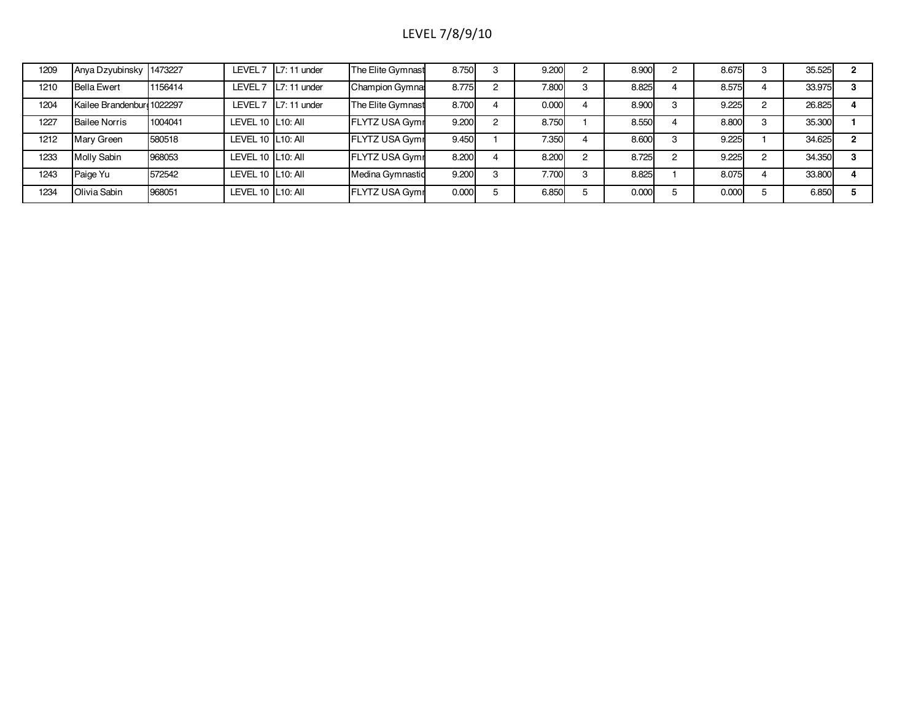# LEVEL 7/8/9/10

| | | | | | | | | | | | | | | | |
|---|---|---|---|---|---|---|---|---|---|---|---|---|---|---|---|
| 1209 | Anya Dzyubinsky | 1473227 | LEVEL 7 | L7: 11 under | The Elite Gymnast | 8.750 | 3 | 9.200 | 2 | 8.900 | 2 | 8.675 | 3 | 35.525 | **2** |
| 1210 | Bella Ewert | 1156414 | LEVEL 7 | L7: 11 under | Champion Gymna | 8.775 | 2 | 7.800 | 3 | 8.825 | 4 | 8.575 | 4 | 33.975 | **3** |
| 1204 | Kailee Brandenburg | 1022297 | LEVEL 7 | L7: 11 under | The Elite Gymnast | 8.700 | 4 | 0.000 | 4 | 8.900 | 3 | 9.225 | 2 | 26.825 | **4** |
| 1227 | Bailee Norris | 1004041 | LEVEL 10 | L10: All | FLYTZ USA Gym | 9.200 | 2 | 8.750 | 1 | 8.550 | 4 | 8.800 | 3 | 35.300 | **1** |
| 1212 | Mary Green | 580518 | LEVEL 10 | L10: All | FLYTZ USA Gym | 9.450 | 1 | 7.350 | 4 | 8.600 | 3 | 9.225 | 1 | 34.625 | **2** |
| 1233 | Molly Sabin | 968053 | LEVEL 10 | L10: All | FLYTZ USA Gym | 8.200 | 4 | 8.200 | 2 | 8.725 | 2 | 9.225 | 2 | 34.350 | **3** |
| 1243 | Paige Yu | 572542 | LEVEL 10 | L10: All | Medina Gymnastic | 9.200 | 3 | 7.700 | 3 | 8.825 | 1 | 8.075 | 4 | 33.800 | **4** |
| 1234 | Olivia Sabin | 968051 | LEVEL 10 | L10: All | FLYTZ USA Gym | 0.000 | 5 | 6.850 | 5 | 0.000 | 5 | 0.000 | 5 | 6.850 | **5** |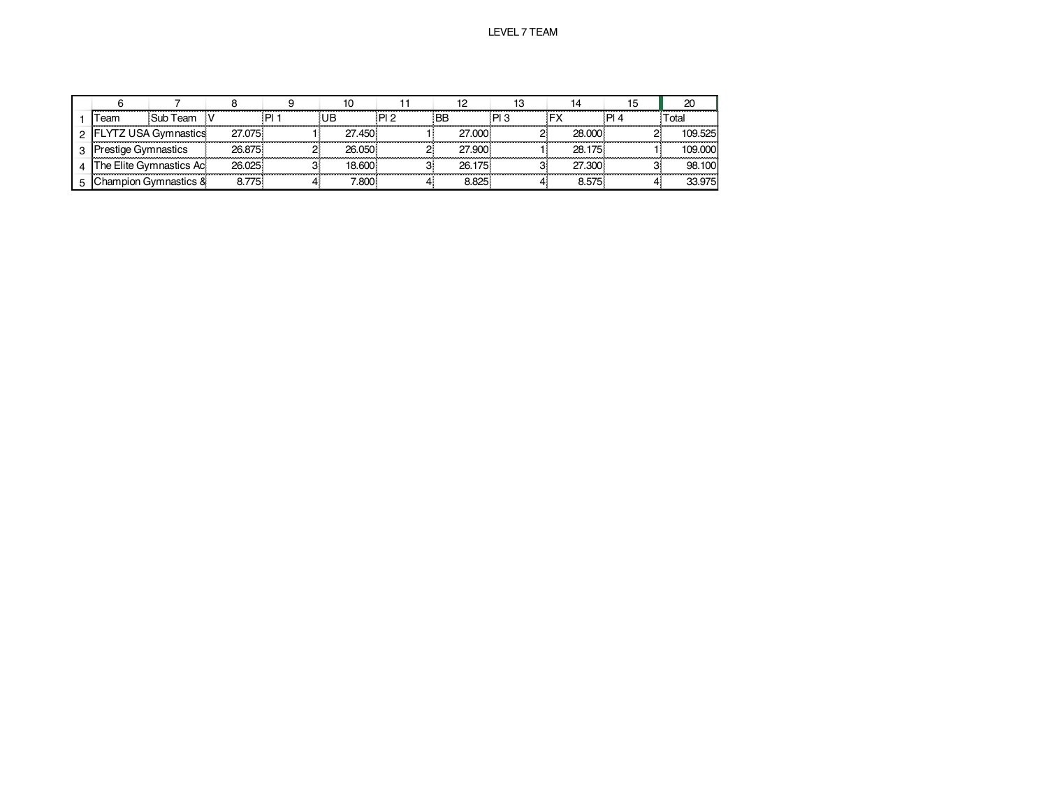# LEVEL 7 TEAM

| | 6 | 7 | 8 | 9 | 10 | 11 | 12 | 13 | 14 | 15 | 20 |
|---|---|---|---|---|---|---|---|---|---|---|---|
| 1 | Team | Sub Team | V | Pl 1 | UB | Pl 2 | BB | Pl 3 | FX | Pl 4 | Total |
| 2 | FLYTZ USA Gymnastics | | 27.075 | 1 | 27.450 | 1 | 27.000 | 2 | 28.000 | 2 | 109.525 |
| 3 | Prestige Gymnastics | | 26.875 | 2 | 26.050 | 2 | 27.900 | 1 | 28.175 | 1 | 109.000 |
| 4 | The Elite Gymnastics Ac | | 26.025 | 3 | 18.600 | 3 | 26.175 | 3 | 27.300 | 3 | 98.100 |
| 5 | Champion Gymnastics & | | 8.775 | 4 | 7.800 | 4 | 8.825 | 4 | 8.575 | 4 | 33.975 |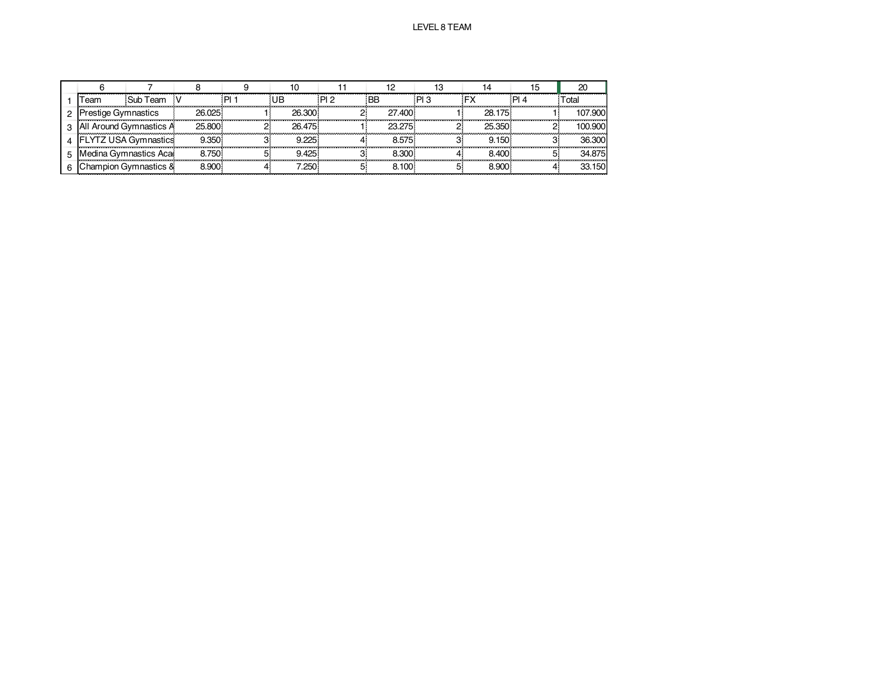LEVEL 8 TEAM

| Team | Sub Team | V | Pl 1 | UB | Pl 2 | BB | Pl 3 | FX | Pl 4 | Total |
|---|---|---|---|---|---|---|---|---|---|---|
| Prestige Gymnastics | | 26.025 | 1 | 26.300 | 2 | 27.400 | 1 | 28.175 | 1 | 107.900 |
| All Around Gymnastics A | | 25.800 | 2 | 26.475 | 1 | 23.275 | 2 | 25.350 | 2 | 100.900 |
| FLYTZ USA Gymnastics | | 9.350 | 3 | 9.225 | 4 | 8.575 | 3 | 9.150 | 3 | 36.300 |
| Medina Gymnastics Aca | | 8.750 | 5 | 9.425 | 3 | 8.300 | 4 | 8.400 | 5 | 34.875 |
| Champion Gymnastics & | | 8.900 | 4 | 7.250 | 5 | 8.100 | 5 | 8.900 | 4 | 33.150 |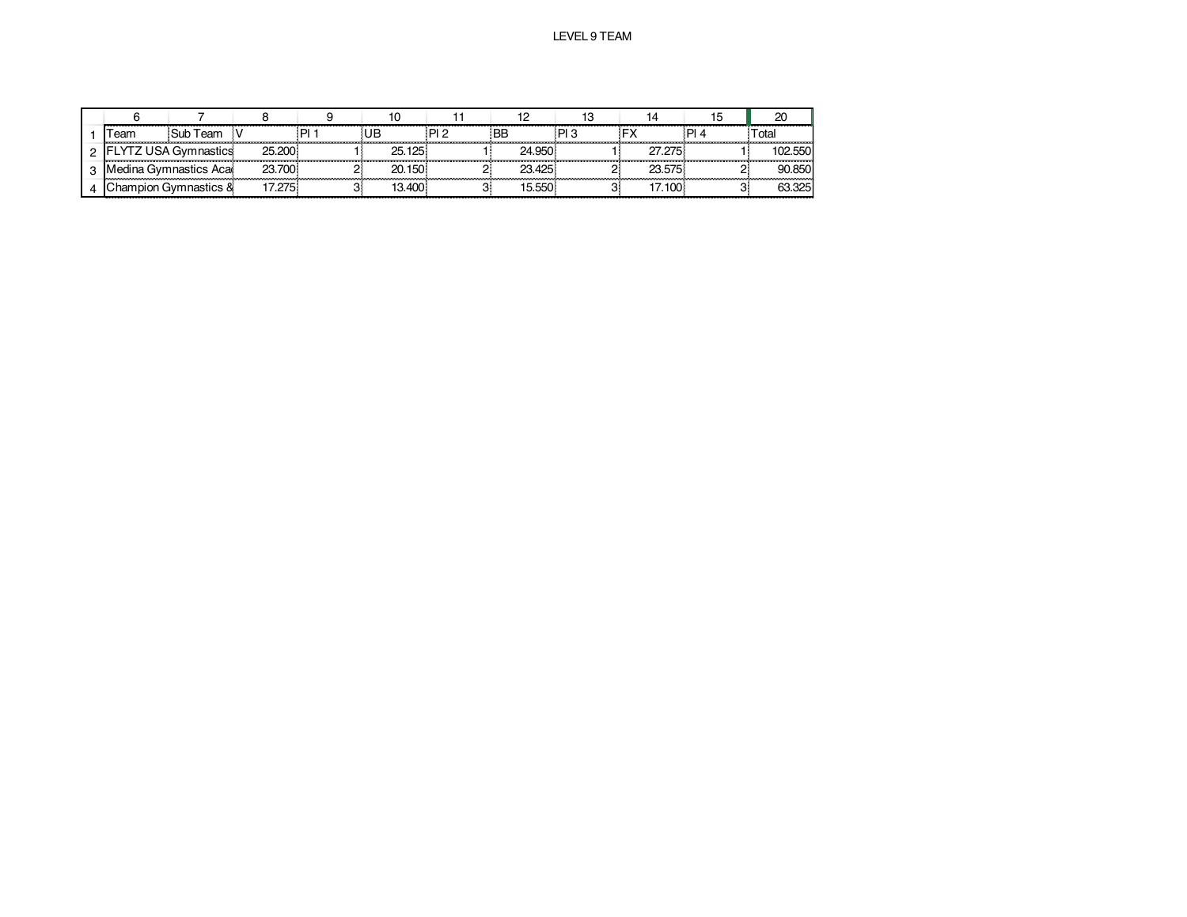LEVEL 9 TEAM

| | 6 | 7 | 8 | 9 | 10 | 11 | 12 | 13 | 14 | 15 | 20 |
|---|---|---|---|---|---|---|---|---|---|---|---|
| 1 | Team | Sub Team | V | Pl 1 | UB | Pl 2 | BB | Pl 3 | FX | Pl 4 | Total |
| 2 | FLYTZ USA Gymnastics | | 25.200 | 1 | 25.125 | 1 | 24.950 | 1 | 27.275 | 1 | 102.550 |
| 3 | Medina Gymnastics Aca | | 23.700 | 2 | 20.150 | 2 | 23.425 | 2 | 23.575 | 2 | 90.850 |
| 4 | Champion Gymnastics & | | 17.275 | 3 | 13.400 | 3 | 15.550 | 3 | 17.100 | 3 | 63.325 |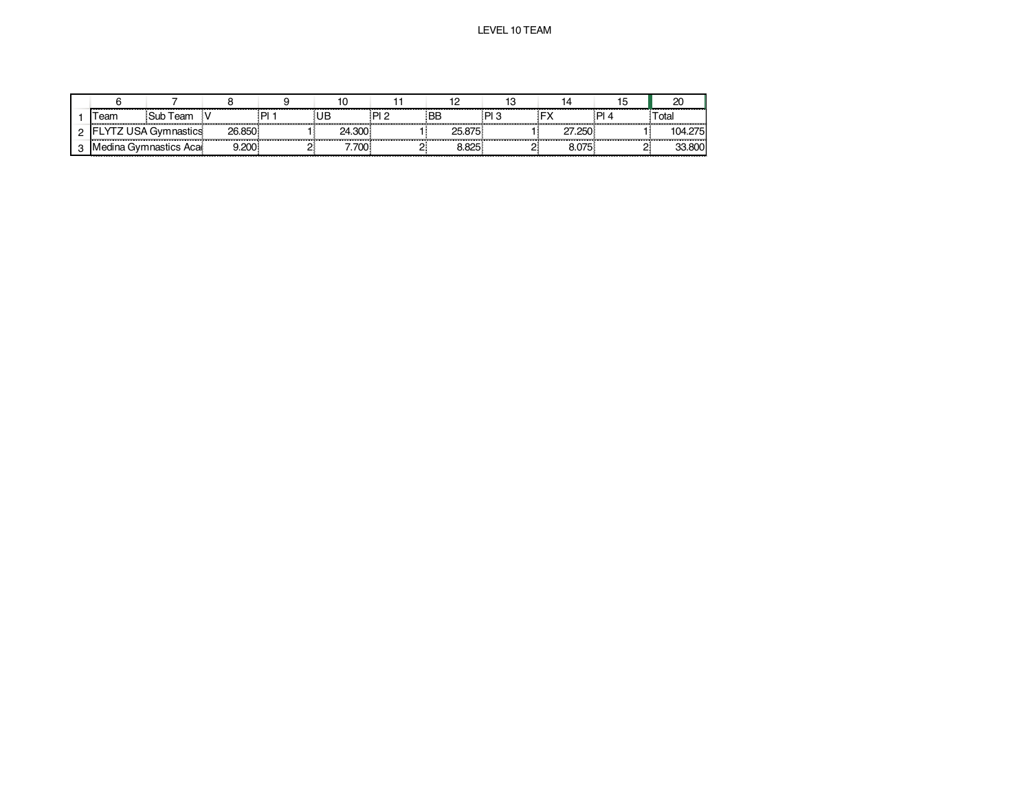# LEVEL 10 TEAM

| | 6 | 7 | 8 | 9 | 10 | 11 | 12 | 13 | 14 | 15 | 20 |
|---|---|---|---|---|---|---|---|---|---|---|---|
| 1 | Team | Sub Team | V | Pl 1 | UB | Pl 2 | BB | Pl 3 | FX | Pl 4 | Total |
| 2 | FLYTZ USA Gymnastics | | 26.850 | 1 | 24.300 | 1 | 25.875 | 1 | 27.250 | 1 | 104.275 |
| 3 | Medina Gymnastics Aca | | 9.200 | 2 | 7.700 | 2 | 8.825 | 2 | 8.075 | 2 | 33.800 |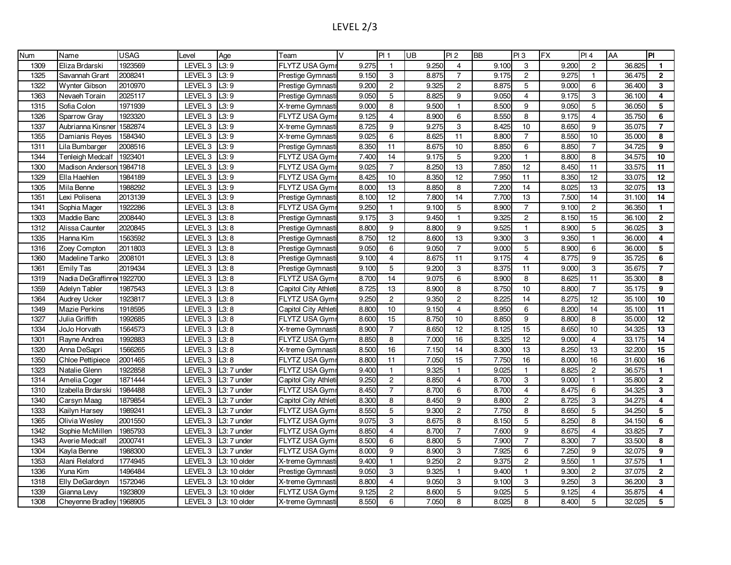# LEVEL 2/3

| Num | Name | USAG | Level | Age | Team | V | Pl 1 | UB | Pl 2 | BB | Pl 3 | FX | Pl 4 | AA | Pl |
|---|---|---|---|---|---|---|---|---|---|---|---|---|---|---|---|
| 1309 | Eliza Brdarski | 1923569 | LEVEL 3 | L3: 9 | FLYTZ USA Gymr | 9.275 | 1 | 9.250 | 4 | 9.100 | 3 | 9.200 | 2 | 36.825 | **1** |
| 1325 | Savannah Grant | 2008241 | LEVEL 3 | L3: 9 | Prestige Gymnasti | 9.150 | 3 | 8.875 | 7 | 9.175 | 2 | 9.275 | 1 | 36.475 | **2** |
| 1322 | Wynter Gibson | 2010970 | LEVEL 3 | L3: 9 | Prestige Gymnasti | 9.200 | 2 | 9.325 | 2 | 8.875 | 5 | 9.000 | 6 | 36.400 | **3** |
| 1363 | Nevaeh Torain | 2025117 | LEVEL 3 | L3: 9 | Prestige Gymnasti | 9.050 | 5 | 8.825 | 9 | 9.050 | 4 | 9.175 | 3 | 36.100 | **4** |
| 1315 | Sofia Colon | 1971939 | LEVEL 3 | L3: 9 | X-treme Gymnasti | 9.000 | 8 | 9.500 | 1 | 8.500 | 9 | 9.050 | 5 | 36.050 | **5** |
| 1326 | Sparrow Gray | 1923320 | LEVEL 3 | L3: 9 | FLYTZ USA Gymr | 9.125 | 4 | 8.900 | 6 | 8.550 | 8 | 9.175 | 4 | 35.750 | **6** |
| 1337 | Aubrianna Kinsner | 1582874 | LEVEL 3 | L3: 9 | X-treme Gymnasti | 8.725 | 9 | 9.275 | 3 | 8.425 | 10 | 8.650 | 9 | 35.075 | **7** |
| 1355 | Damianis Reyes | 1584340 | LEVEL 3 | L3: 9 | X-treme Gymnasti | 9.025 | 6 | 8.625 | 11 | 8.800 | 7 | 8.550 | 10 | 35.000 | **8** |
| 1311 | Lila Bumbarger | 2008516 | LEVEL 3 | L3: 9 | Prestige Gymnasti | 8.350 | 11 | 8.675 | 10 | 8.850 | 6 | 8.850 | 7 | 34.725 | **9** |
| 1344 | Tenleigh Medcalf | 1923401 | LEVEL 3 | L3: 9 | FLYTZ USA Gymr | 7.400 | 14 | 9.175 | 5 | 9.200 | 1 | 8.800 | 8 | 34.575 | **10** |
| 1300 | Madison Anderson | 1984718 | LEVEL 3 | L3: 9 | FLYTZ USA Gymr | 9.025 | 7 | 8.250 | 13 | 7.850 | 12 | 8.450 | 11 | 33.575 | **11** |
| 1329 | Ella Haehlen | 1984189 | LEVEL 3 | L3: 9 | FLYTZ USA Gymr | 8.425 | 10 | 8.350 | 12 | 7.950 | 11 | 8.350 | 12 | 33.075 | **12** |
| 1305 | Mila Benne | 1988292 | LEVEL 3 | L3: 9 | FLYTZ USA Gymr | 8.000 | 13 | 8.850 | 8 | 7.200 | 14 | 8.025 | 13 | 32.075 | **13** |
| 1351 | Lexi Polisena | 2013139 | LEVEL 3 | L3: 9 | Prestige Gymnasti | 8.100 | 12 | 7.800 | 14 | 7.700 | 13 | 7.500 | 14 | 31.100 | **14** |
| 1341 | Sophia Mager | 1922286 | LEVEL 3 | L3: 8 | FLYTZ USA Gymr | 9.250 | 1 | 9.100 | 5 | 8.900 | 7 | 9.100 | 2 | 36.350 | **1** |
| 1303 | Maddie Banc | 2008440 | LEVEL 3 | L3: 8 | Prestige Gymnasti | 9.175 | 3 | 9.450 | 1 | 9.325 | 2 | 8.150 | 15 | 36.100 | **2** |
| 1312 | Alissa Caunter | 2020845 | LEVEL 3 | L3: 8 | Prestige Gymnasti | 8.800 | 9 | 8.800 | 9 | 9.525 | 1 | 8.900 | 5 | 36.025 | **3** |
| 1335 | Hanna Kim | 1563592 | LEVEL 3 | L3: 8 | Prestige Gymnasti | 8.750 | 12 | 8.600 | 13 | 9.300 | 3 | 9.350 | 1 | 36.000 | **4** |
| 1316 | Zoey Compton | 2011803 | LEVEL 3 | L3: 8 | Prestige Gymnasti | 9.050 | 6 | 9.050 | 7 | 9.000 | 5 | 8.900 | 6 | 36.000 | **5** |
| 1360 | Madeline Tanko | 2008101 | LEVEL 3 | L3: 8 | Prestige Gymnasti | 9.100 | 4 | 8.675 | 11 | 9.175 | 4 | 8.775 | 9 | 35.725 | **6** |
| 1361 | Emily Tas | 2019434 | LEVEL 3 | L3: 8 | Prestige Gymnasti | 9.100 | 5 | 9.200 | 3 | 8.375 | 11 | 9.000 | 3 | 35.675 | **7** |
| 1319 | Nadia DeGraffinre | 1922700 | LEVEL 3 | L3: 8 | FLYTZ USA Gymr | 8.700 | 14 | 9.075 | 6 | 8.900 | 8 | 8.625 | 11 | 35.300 | **8** |
| 1359 | Adelyn Tabler | 1987543 | LEVEL 3 | L3: 8 | Capitol City Athleti | 8.725 | 13 | 8.900 | 8 | 8.750 | 10 | 8.800 | 7 | 35.175 | **9** |
| 1364 | Audrey Ucker | 1923817 | LEVEL 3 | L3: 8 | FLYTZ USA Gymr | 9.250 | 2 | 9.350 | 2 | 8.225 | 14 | 8.275 | 12 | 35.100 | **10** |
| 1349 | Mazie Perkins | 1918595 | LEVEL 3 | L3: 8 | Capitol City Athleti | 8.800 | 10 | 9.150 | 4 | 8.950 | 6 | 8.200 | 14 | 35.100 | **11** |
| 1327 | Julia Griffith | 1992685 | LEVEL 3 | L3: 8 | FLYTZ USA Gymr | 8.600 | 15 | 8.750 | 10 | 8.850 | 9 | 8.800 | 8 | 35.000 | **12** |
| 1334 | JoJo Horvath | 1564573 | LEVEL 3 | L3: 8 | X-treme Gymnasti | 8.900 | 7 | 8.650 | 12 | 8.125 | 15 | 8.650 | 10 | 34.325 | **13** |
| 1301 | Rayne Andrea | 1992883 | LEVEL 3 | L3: 8 | FLYTZ USA Gymr | 8.850 | 8 | 7.000 | 16 | 8.325 | 12 | 9.000 | 4 | 33.175 | **14** |
| 1320 | Anna DeSapri | 1566265 | LEVEL 3 | L3: 8 | X-treme Gymnasti | 8.500 | 16 | 7.150 | 14 | 8.300 | 13 | 8.250 | 13 | 32.200 | **15** |
| 1350 | Chloe Pettipiece | 2001465 | LEVEL 3 | L3: 8 | FLYTZ USA Gymr | 8.800 | 11 | 7.050 | 15 | 7.750 | 16 | 8.000 | 16 | 31.600 | **16** |
| 1323 | Natalie Glenn | 1922858 | LEVEL 3 | L3: 7 under | FLYTZ USA Gymr | 9.400 | 1 | 9.325 | 1 | 9.025 | 1 | 8.825 | 2 | 36.575 | **1** |
| 1314 | Amelia Coger | 1871444 | LEVEL 3 | L3: 7 under | Capitol City Athleti | 9.250 | 2 | 8.850 | 4 | 8.700 | 3 | 9.000 | 1 | 35.800 | **2** |
| 1310 | Izabella Brdarski | 1984488 | LEVEL 3 | L3: 7 under | FLYTZ USA Gymr | 8.450 | 7 | 8.700 | 6 | 8.700 | 4 | 8.475 | 6 | 34.325 | **3** |
| 1340 | Carsyn Maag | 1879854 | LEVEL 3 | L3: 7 under | Capitol City Athleti | 8.300 | 8 | 8.450 | 9 | 8.800 | 2 | 8.725 | 3 | 34.275 | **4** |
| 1333 | Kailyn Harsey | 1989241 | LEVEL 3 | L3: 7 under | FLYTZ USA Gymr | 8.550 | 5 | 9.300 | 2 | 7.750 | 8 | 8.650 | 5 | 34.250 | **5** |
| 1365 | Olivia Wesley | 2001550 | LEVEL 3 | L3: 7 under | FLYTZ USA Gymr | 9.075 | 3 | 8.675 | 8 | 8.150 | 5 | 8.250 | 8 | 34.150 | **6** |
| 1342 | Sophie McMillen | 1985793 | LEVEL 3 | L3: 7 under | FLYTZ USA Gymr | 8.850 | 4 | 8.700 | 7 | 7.600 | 9 | 8.675 | 4 | 33.825 | **7** |
| 1343 | Averie Medcalf | 2000741 | LEVEL 3 | L3: 7 under | FLYTZ USA Gymr | 8.500 | 6 | 8.800 | 5 | 7.900 | 7 | 8.300 | 7 | 33.500 | **8** |
| 1304 | Kayla Benne | 1988300 | LEVEL 3 | L3: 7 under | FLYTZ USA Gymr | 8.000 | 9 | 8.900 | 3 | 7.925 | 6 | 7.250 | 9 | 32.075 | **9** |
| 1353 | Alani Relaford | 1774945 | LEVEL 3 | L3: 10 older | X-treme Gymnasti | 9.400 | 1 | 9.250 | 2 | 9.375 | 2 | 9.550 | 1 | 37.575 | **1** |
| 1336 | Yuna Kim | 1496484 | LEVEL 3 | L3: 10 older | Prestige Gymnasti | 9.050 | 3 | 9.325 | 1 | 9.400 | 1 | 9.300 | 2 | 37.075 | **2** |
| 1318 | Elly DeGardeyn | 1572046 | LEVEL 3 | L3: 10 older | X-treme Gymnasti | 8.800 | 4 | 9.050 | 3 | 9.100 | 3 | 9.250 | 3 | 36.200 | **3** |
| 1339 | Gianna Levy | 1923809 | LEVEL 3 | L3: 10 older | FLYTZ USA Gymr | 9.125 | 2 | 8.600 | 5 | 9.025 | 5 | 9.125 | 4 | 35.875 | **4** |
| 1308 | Cheyenne Bradley | 1968905 | LEVEL 3 | L3: 10 older | X-treme Gymnasti | 8.550 | 6 | 7.050 | 8 | 8.025 | 8 | 8.400 | 5 | 32.025 | **5** |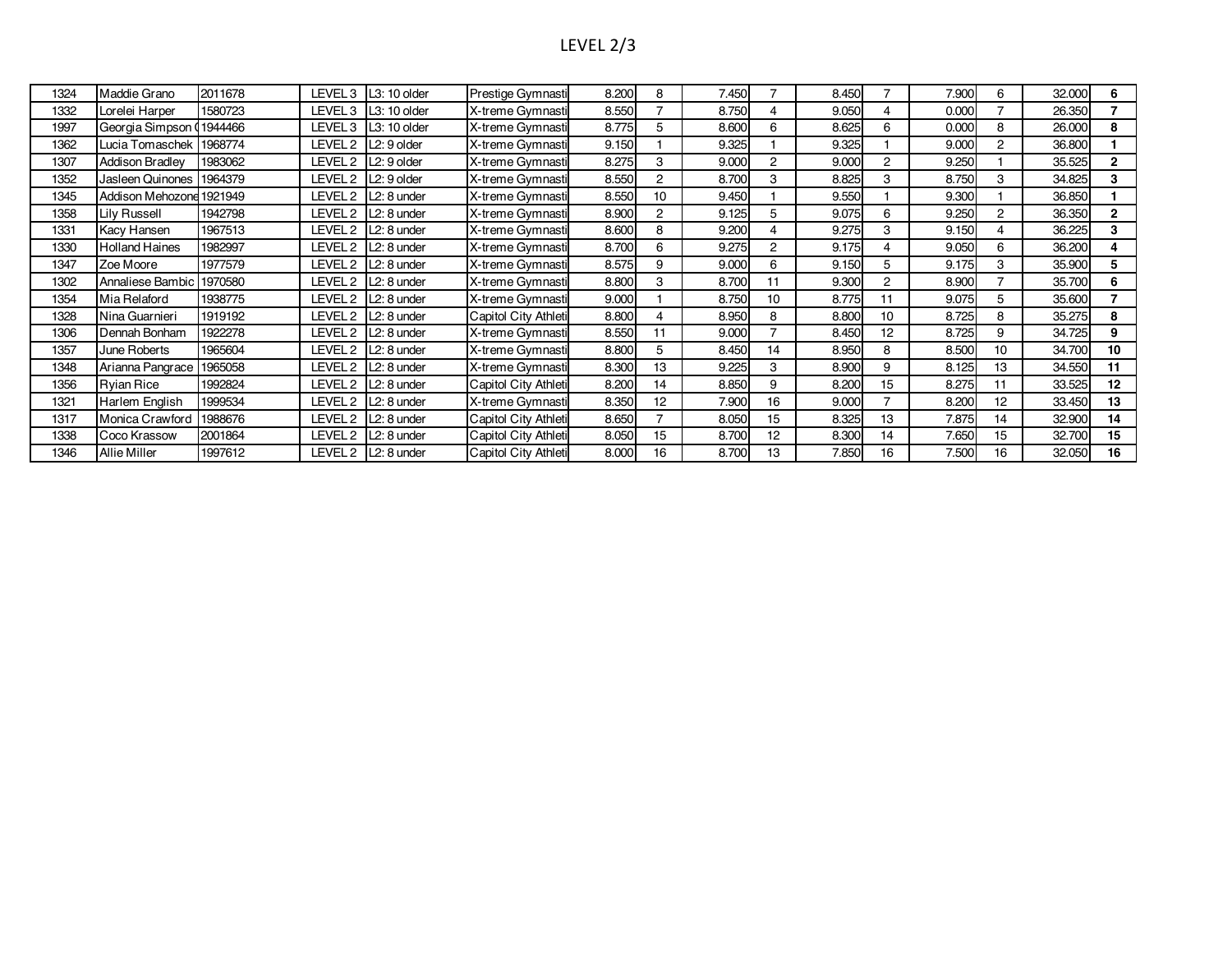# LEVEL 2/3

| | | | | | | | | | | | | | | | |
|---|---|---|---|---|---|---|---|---|---|---|---|---|---|---|---|
| 1324 | Maddie Grano | 2011678 | LEVEL 3 | L3: 10 older | Prestige Gymnasti | 8.200 | 8 | 7.450 | 7 | 8.450 | 7 | 7.900 | 6 | 32.000 | **6** |
| 1332 | Lorelei Harper | 1580723 | LEVEL 3 | L3: 10 older | X-treme Gymnasti | 8.550 | 7 | 8.750 | 4 | 9.050 | 4 | 0.000 | 7 | 26.350 | **7** |
| 1997 | Georgia Simpson ( | 1944466 | LEVEL 3 | L3: 10 older | X-treme Gymnasti | 8.775 | 5 | 8.600 | 6 | 8.625 | 6 | 0.000 | 8 | 26.000 | **8** |
| 1362 | Lucia Tomaschek | 1968774 | LEVEL 2 | L2: 9 older | X-treme Gymnasti | 9.150 | 1 | 9.325 | 1 | 9.325 | 1 | 9.000 | 2 | 36.800 | **1** |
| 1307 | Addison Bradley | 1983062 | LEVEL 2 | L2: 9 older | X-treme Gymnasti | 8.275 | 3 | 9.000 | 2 | 9.000 | 2 | 9.250 | 1 | 35.525 | **2** |
| 1352 | Jasleen Quinones | 1964379 | LEVEL 2 | L2: 9 older | X-treme Gymnasti | 8.550 | 2 | 8.700 | 3 | 8.825 | 3 | 8.750 | 3 | 34.825 | **3** |
| 1345 | Addison Mehozone | 1921949 | LEVEL 2 | L2: 8 under | X-treme Gymnasti | 8.550 | 10 | 9.450 | 1 | 9.550 | 1 | 9.300 | 1 | 36.850 | **1** |
| 1358 | Lily Russell | 1942798 | LEVEL 2 | L2: 8 under | X-treme Gymnasti | 8.900 | 2 | 9.125 | 5 | 9.075 | 6 | 9.250 | 2 | 36.350 | **2** |
| 1331 | Kacy Hansen | 1967513 | LEVEL 2 | L2: 8 under | X-treme Gymnasti | 8.600 | 8 | 9.200 | 4 | 9.275 | 3 | 9.150 | 4 | 36.225 | **3** |
| 1330 | Holland Haines | 1982997 | LEVEL 2 | L2: 8 under | X-treme Gymnasti | 8.700 | 6 | 9.275 | 2 | 9.175 | 4 | 9.050 | 6 | 36.200 | **4** |
| 1347 | Zoe Moore | 1977579 | LEVEL 2 | L2: 8 under | X-treme Gymnasti | 8.575 | 9 | 9.000 | 6 | 9.150 | 5 | 9.175 | 3 | 35.900 | **5** |
| 1302 | Annaliese Bambic | 1970580 | LEVEL 2 | L2: 8 under | X-treme Gymnasti | 8.800 | 3 | 8.700 | 11 | 9.300 | 2 | 8.900 | 7 | 35.700 | **6** |
| 1354 | Mia Relaford | 1938775 | LEVEL 2 | L2: 8 under | X-treme Gymnasti | 9.000 | 1 | 8.750 | 10 | 8.775 | 11 | 9.075 | 5 | 35.600 | **7** |
| 1328 | Nina Guarnieri | 1919192 | LEVEL 2 | L2: 8 under | Capitol City Athleti | 8.800 | 4 | 8.950 | 8 | 8.800 | 10 | 8.725 | 8 | 35.275 | **8** |
| 1306 | Dennah Bonham | 1922278 | LEVEL 2 | L2: 8 under | X-treme Gymnasti | 8.550 | 11 | 9.000 | 7 | 8.450 | 12 | 8.725 | 9 | 34.725 | **9** |
| 1357 | June Roberts | 1965604 | LEVEL 2 | L2: 8 under | X-treme Gymnasti | 8.800 | 5 | 8.450 | 14 | 8.950 | 8 | 8.500 | 10 | 34.700 | **10** |
| 1348 | Arianna Pangrace | 1965058 | LEVEL 2 | L2: 8 under | X-treme Gymnasti | 8.300 | 13 | 9.225 | 3 | 8.900 | 9 | 8.125 | 13 | 34.550 | **11** |
| 1356 | Ryian Rice | 1992824 | LEVEL 2 | L2: 8 under | Capitol City Athleti | 8.200 | 14 | 8.850 | 9 | 8.200 | 15 | 8.275 | 11 | 33.525 | **12** |
| 1321 | Harlem English | 1999534 | LEVEL 2 | L2: 8 under | X-treme Gymnasti | 8.350 | 12 | 7.900 | 16 | 9.000 | 7 | 8.200 | 12 | 33.450 | **13** |
| 1317 | Monica Crawford | 1988676 | LEVEL 2 | L2: 8 under | Capitol City Athleti | 8.650 | 7 | 8.050 | 15 | 8.325 | 13 | 7.875 | 14 | 32.900 | **14** |
| 1338 | Coco Krassow | 2001864 | LEVEL 2 | L2: 8 under | Capitol City Athleti | 8.050 | 15 | 8.700 | 12 | 8.300 | 14 | 7.650 | 15 | 32.700 | **15** |
| 1346 | Allie Miller | 1997612 | LEVEL 2 | L2: 8 under | Capitol City Athleti | 8.000 | 16 | 8.700 | 13 | 7.850 | 16 | 7.500 | 16 | 32.050 | **16** |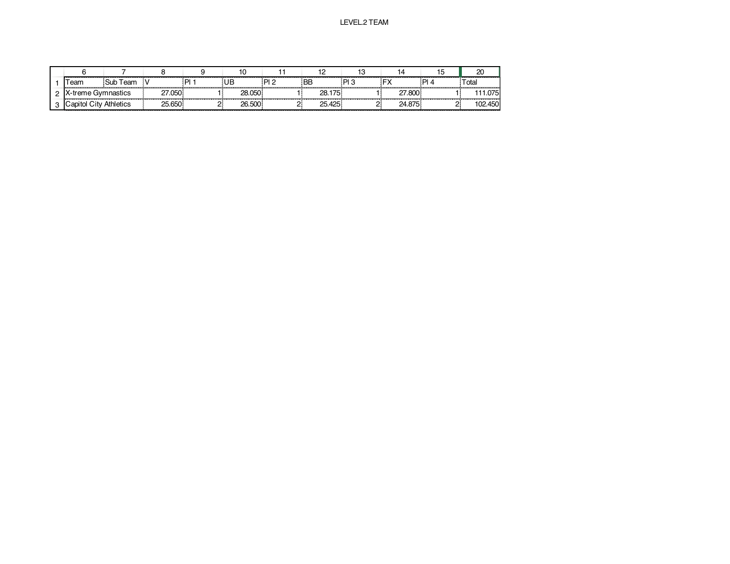LEVEL.2 TEAM

| | 6 | 7 | 8 | 9 | 10 | 11 | 12 | 13 | 14 | 15 | 20 |
|---|---|---|---|---|---|---|---|---|---|---|---|
| 1 | Team | Sub Team | V | Pl 1 | UB | Pl 2 | BB | Pl 3 | FX | Pl 4 | Total |
| 2 | X-treme Gymnastics | | 27.050 | 1 | 28.050 | 1 | 28.175 | 1 | 27.800 | 1 | 111.075 |
| 3 | Capitol City Athletics | | 25.650 | 2 | 26.500 | 2 | 25.425 | 2 | 24.875 | 2 | 102.450 |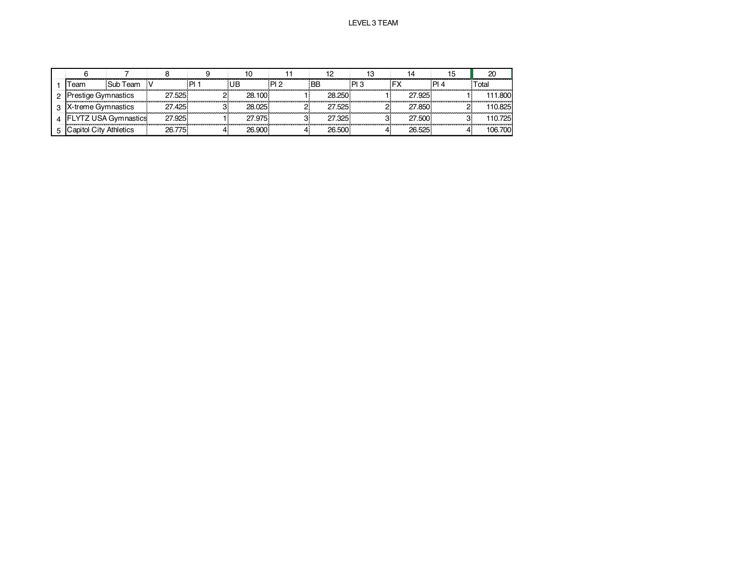LEVEL 3 TEAM

| | 6 | 7 | 8 | 9 | 10 | 11 | 12 | 13 | 14 | 15 | 20 |
|---|---|---|---|---|---|---|---|---|---|---|---|
| 1 | Team | Sub Team | V | Pl 1 | UB | Pl 2 | BB | Pl 3 | FX | Pl 4 | Total |
| 2 | Prestige Gymnastics | | 27.525 | 2 | 28.100 | 1 | 28.250 | 1 | 27.925 | 1 | 111.800 |
| 3 | X-treme Gymnastics | | 27.425 | 3 | 28.025 | 2 | 27.525 | 2 | 27.850 | 2 | 110.825 |
| 4 | FLYTZ USA Gymnastics | | 27.925 | 1 | 27.975 | 3 | 27.325 | 3 | 27.500 | 3 | 110.725 |
| 5 | Capitol City Athletics | | 26.775 | 4 | 26.900 | 4 | 26.500 | 4 | 26.525 | 4 | 106.700 |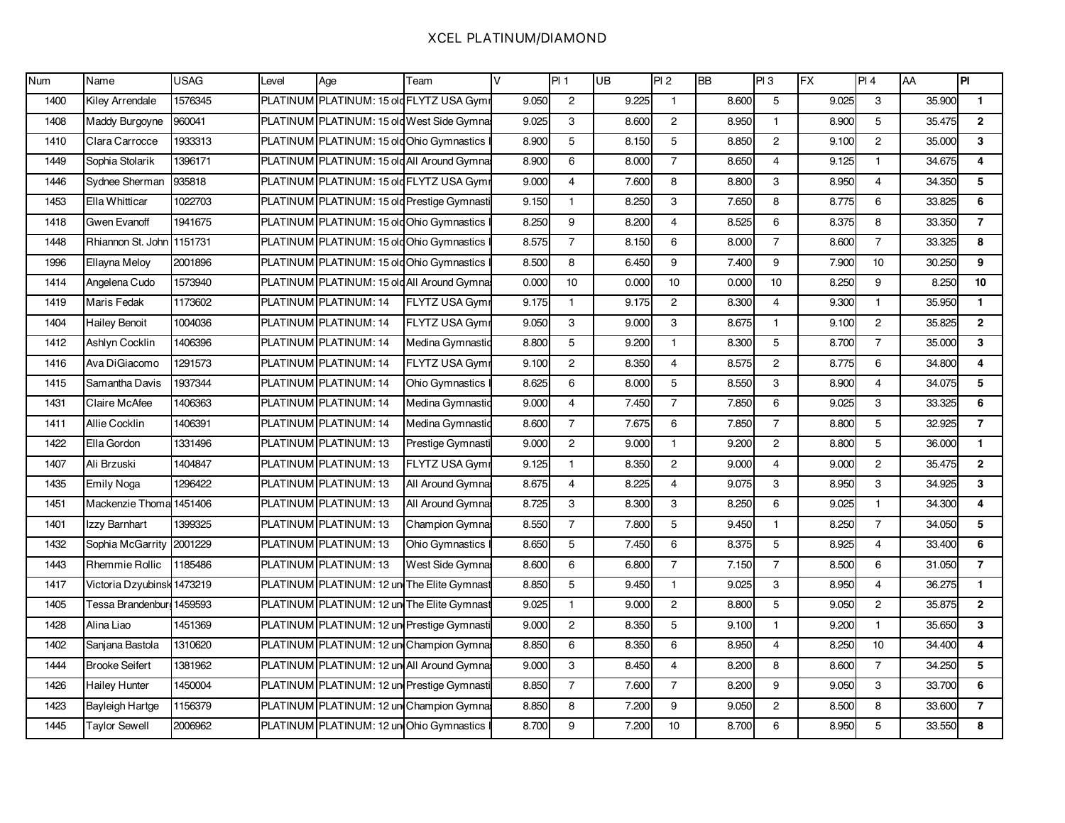# XCEL PLATINUM/DIAMOND

| Num | Name | USAG | Level | Age | Team | V | Pl 1 | UB | Pl 2 | BB | Pl 3 | FX | Pl 4 | AA | **Pl** |
|---|---|---|---|---|---|---|---|---|---|---|---|---|---|---|---|
| 1400 | Kiley Arrendale | 1576345 | PLATINUM | PLATINUM: 15 old | FLYTZ USA Gymr | 9.050 | 2 | 9.225 | 1 | 8.600 | 5 | 9.025 | 3 | 35.900 | **1** |
| 1408 | Maddy Burgoyne | 960041 | PLATINUM | PLATINUM: 15 old | West Side Gymnas | 9.025 | 3 | 8.600 | 2 | 8.950 | 1 | 8.900 | 5 | 35.475 | **2** |
| 1410 | Clara Carrocce | 1933313 | PLATINUM | PLATINUM: 15 old | Ohio Gymnastics I | 8.900 | 5 | 8.150 | 5 | 8.850 | 2 | 9.100 | 2 | 35.000 | **3** |
| 1449 | Sophia Stolarik | 1396171 | PLATINUM | PLATINUM: 15 old | All Around Gymnas | 8.900 | 6 | 8.000 | 7 | 8.650 | 4 | 9.125 | 1 | 34.675 | **4** |
| 1446 | Sydnee Sherman | 935818 | PLATINUM | PLATINUM: 15 old | FLYTZ USA Gymr | 9.000 | 4 | 7.600 | 8 | 8.800 | 3 | 8.950 | 4 | 34.350 | **5** |
| 1453 | Ella Whitticar | 1022703 | PLATINUM | PLATINUM: 15 old | Prestige Gymnasti | 9.150 | 1 | 8.250 | 3 | 7.650 | 8 | 8.775 | 6 | 33.825 | **6** |
| 1418 | Gwen Evanoff | 1941675 | PLATINUM | PLATINUM: 15 old | Ohio Gymnastics I | 8.250 | 9 | 8.200 | 4 | 8.525 | 6 | 8.375 | 8 | 33.350 | **7** |
| 1448 | Rhiannon St. John | 1151731 | PLATINUM | PLATINUM: 15 old | Ohio Gymnastics I | 8.575 | 7 | 8.150 | 6 | 8.000 | 7 | 8.600 | 7 | 33.325 | **8** |
| 1996 | Ellayna Meloy | 2001896 | PLATINUM | PLATINUM: 15 old | Ohio Gymnastics I | 8.500 | 8 | 6.450 | 9 | 7.400 | 9 | 7.900 | 10 | 30.250 | **9** |
| 1414 | Angelena Cudo | 1573940 | PLATINUM | PLATINUM: 15 old | All Around Gymnas | 0.000 | 10 | 0.000 | 10 | 0.000 | 10 | 8.250 | 9 | 8.250 | **10** |
| 1419 | Maris Fedak | 1173602 | PLATINUM | PLATINUM: 14 | FLYTZ USA Gymr | 9.175 | 1 | 9.175 | 2 | 8.300 | 4 | 9.300 | 1 | 35.950 | **1** |
| 1404 | Hailey Benoit | 1004036 | PLATINUM | PLATINUM: 14 | FLYTZ USA Gymr | 9.050 | 3 | 9.000 | 3 | 8.675 | 1 | 9.100 | 2 | 35.825 | **2** |
| 1412 | Ashlyn Cocklin | 1406396 | PLATINUM | PLATINUM: 14 | Medina Gymnastic | 8.800 | 5 | 9.200 | 1 | 8.300 | 5 | 8.700 | 7 | 35.000 | **3** |
| 1416 | Ava DiGiacomo | 1291573 | PLATINUM | PLATINUM: 14 | FLYTZ USA Gymr | 9.100 | 2 | 8.350 | 4 | 8.575 | 2 | 8.775 | 6 | 34.800 | **4** |
| 1415 | Samantha Davis | 1937344 | PLATINUM | PLATINUM: 14 | Ohio Gymnastics I | 8.625 | 6 | 8.000 | 5 | 8.550 | 3 | 8.900 | 4 | 34.075 | **5** |
| 1431 | Claire McAfee | 1406363 | PLATINUM | PLATINUM: 14 | Medina Gymnastic | 9.000 | 4 | 7.450 | 7 | 7.850 | 6 | 9.025 | 3 | 33.325 | **6** |
| 1411 | Allie Cocklin | 1406391 | PLATINUM | PLATINUM: 14 | Medina Gymnastic | 8.600 | 7 | 7.675 | 6 | 7.850 | 7 | 8.800 | 5 | 32.925 | **7** |
| 1422 | Ella Gordon | 1331496 | PLATINUM | PLATINUM: 13 | Prestige Gymnasti | 9.000 | 2 | 9.000 | 1 | 9.200 | 2 | 8.800 | 5 | 36.000 | **1** |
| 1407 | Ali Brzuski | 1404847 | PLATINUM | PLATINUM: 13 | FLYTZ USA Gymr | 9.125 | 1 | 8.350 | 2 | 9.000 | 4 | 9.000 | 2 | 35.475 | **2** |
| 1435 | Emily Noga | 1296422 | PLATINUM | PLATINUM: 13 | All Around Gymnas | 8.675 | 4 | 8.225 | 4 | 9.075 | 3 | 8.950 | 3 | 34.925 | **3** |
| 1451 | Mackenzie Thoma | 1451406 | PLATINUM | PLATINUM: 13 | All Around Gymnas | 8.725 | 3 | 8.300 | 3 | 8.250 | 6 | 9.025 | 1 | 34.300 | **4** |
| 1401 | Izzy Barnhart | 1399325 | PLATINUM | PLATINUM: 13 | Champion Gymnas | 8.550 | 7 | 7.800 | 5 | 9.450 | 1 | 8.250 | 7 | 34.050 | **5** |
| 1432 | Sophia McGarrity | 2001229 | PLATINUM | PLATINUM: 13 | Ohio Gymnastics I | 8.650 | 5 | 7.450 | 6 | 8.375 | 5 | 8.925 | 4 | 33.400 | **6** |
| 1443 | Rhemmie Rollic | 1185486 | PLATINUM | PLATINUM: 13 | West Side Gymnas | 8.600 | 6 | 6.800 | 7 | 7.150 | 7 | 8.500 | 6 | 31.050 | **7** |
| 1417 | Victoria Dzyubinsk | 1473219 | PLATINUM | PLATINUM: 12 un | The Elite Gymnast | 8.850 | 5 | 9.450 | 1 | 9.025 | 3 | 8.950 | 4 | 36.275 | **1** |
| 1405 | Tessa Brandenburg | 1459593 | PLATINUM | PLATINUM: 12 un | The Elite Gymnast | 9.025 | 1 | 9.000 | 2 | 8.800 | 5 | 9.050 | 2 | 35.875 | **2** |
| 1428 | Alina Liao | 1451369 | PLATINUM | PLATINUM: 12 un | Prestige Gymnasti | 9.000 | 2 | 8.350 | 5 | 9.100 | 1 | 9.200 | 1 | 35.650 | **3** |
| 1402 | Sanjana Bastola | 1310620 | PLATINUM | PLATINUM: 12 un | Champion Gymnas | 8.850 | 6 | 8.350 | 6 | 8.950 | 4 | 8.250 | 10 | 34.400 | **4** |
| 1444 | Brooke Seifert | 1381962 | PLATINUM | PLATINUM: 12 un | All Around Gymnas | 9.000 | 3 | 8.450 | 4 | 8.200 | 8 | 8.600 | 7 | 34.250 | **5** |
| 1426 | Hailey Hunter | 1450004 | PLATINUM | PLATINUM: 12 un | Prestige Gymnasti | 8.850 | 7 | 7.600 | 7 | 8.200 | 9 | 9.050 | 3 | 33.700 | **6** |
| 1423 | Bayleigh Hartge | 1156379 | PLATINUM | PLATINUM: 12 un | Champion Gymnas | 8.850 | 8 | 7.200 | 9 | 9.050 | 2 | 8.500 | 8 | 33.600 | **7** |
| 1445 | Taylor Sewell | 2006962 | PLATINUM | PLATINUM: 12 un | Ohio Gymnastics I | 8.700 | 9 | 7.200 | 10 | 8.700 | 6 | 8.950 | 5 | 33.550 | **8** |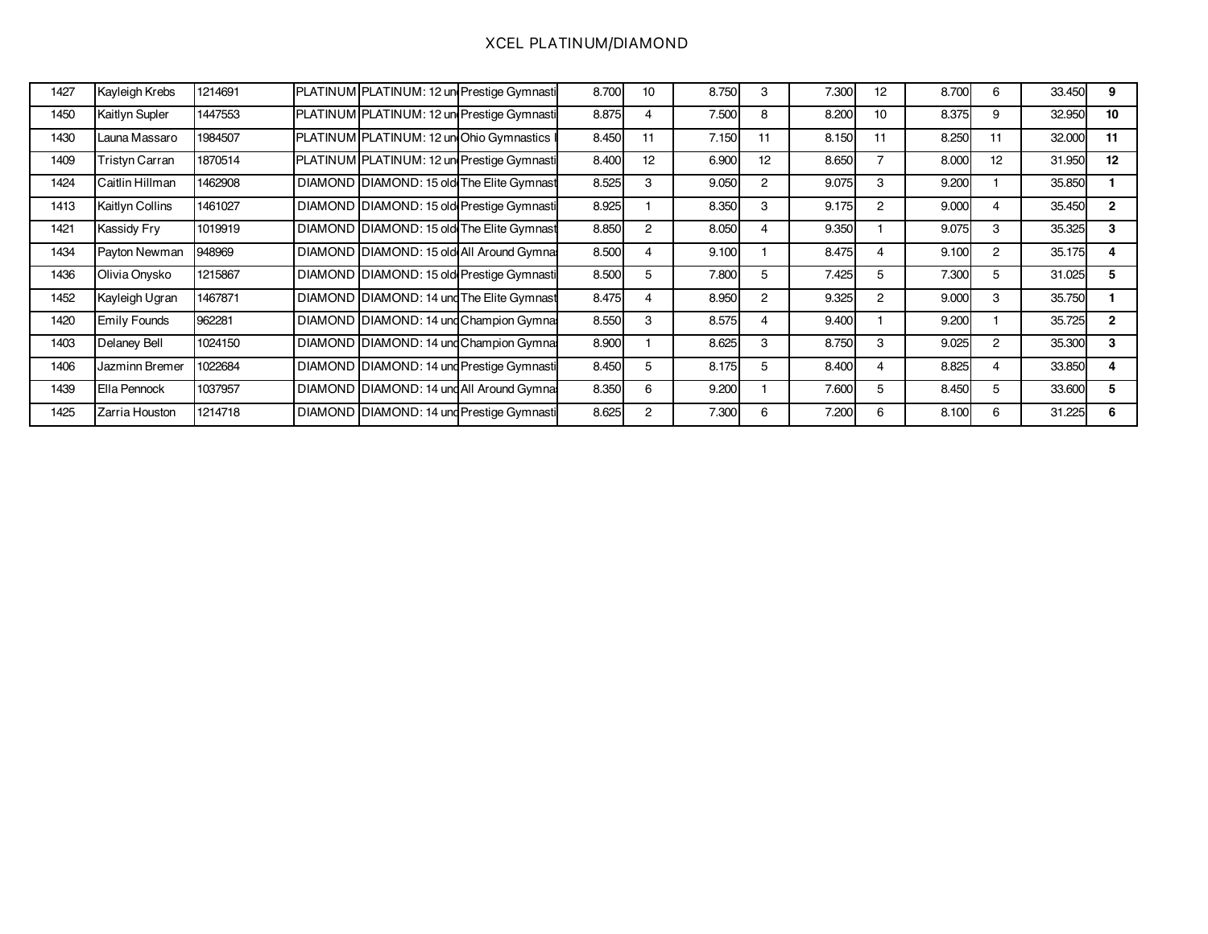# XCEL PLATINUM/DIAMOND

| | | | | | | | | | | | | | | | | |
|---|---|---|---|---|---|---|---|---|---|---|---|---|---|---|---|---|
| 1427 | Kayleigh Krebs | 1214691 | PLATINUM | PLATINUM: 12 un | Prestige Gymnasti | 8.700 | 10 | 8.750 | 3 | 7.300 | 12 | 8.700 | 6 | 33.450 | **9** |
| 1450 | Kaitlyn Supler | 1447553 | PLATINUM | PLATINUM: 12 un | Prestige Gymnasti | 8.875 | 4 | 7.500 | 8 | 8.200 | 10 | 8.375 | 9 | 32.950 | **10** |
| 1430 | Launa Massaro | 1984507 | PLATINUM | PLATINUM: 12 un | Ohio Gymnastics I | 8.450 | 11 | 7.150 | 11 | 8.150 | 11 | 8.250 | 11 | 32.000 | **11** |
| 1409 | Tristyn Carran | 1870514 | PLATINUM | PLATINUM: 12 un | Prestige Gymnasti | 8.400 | 12 | 6.900 | 12 | 8.650 | 7 | 8.000 | 12 | 31.950 | **12** |
| 1424 | Caitlin Hillman | 1462908 | DIAMOND | DIAMOND: 15 old | The Elite Gymnast | 8.525 | 3 | 9.050 | 2 | 9.075 | 3 | 9.200 | 1 | 35.850 | **1** |
| 1413 | Kaitlyn Collins | 1461027 | DIAMOND | DIAMOND: 15 old | Prestige Gymnasti | 8.925 | 1 | 8.350 | 3 | 9.175 | 2 | 9.000 | 4 | 35.450 | **2** |
| 1421 | Kassidy Fry | 1019919 | DIAMOND | DIAMOND: 15 old | The Elite Gymnast | 8.850 | 2 | 8.050 | 4 | 9.350 | 1 | 9.075 | 3 | 35.325 | **3** |
| 1434 | Payton Newman | 948969 | DIAMOND | DIAMOND: 15 old | All Around Gymna | 8.500 | 4 | 9.100 | 1 | 8.475 | 4 | 9.100 | 2 | 35.175 | **4** |
| 1436 | Olivia Onysko | 1215867 | DIAMOND | DIAMOND: 15 old | Prestige Gymnasti | 8.500 | 5 | 7.800 | 5 | 7.425 | 5 | 7.300 | 5 | 31.025 | **5** |
| 1452 | Kayleigh Ugran | 1467871 | DIAMOND | DIAMOND: 14 und | The Elite Gymnast | 8.475 | 4 | 8.950 | 2 | 9.325 | 2 | 9.000 | 3 | 35.750 | **1** |
| 1420 | Emily Founds | 962281 | DIAMOND | DIAMOND: 14 und | Champion Gymna | 8.550 | 3 | 8.575 | 4 | 9.400 | 1 | 9.200 | 1 | 35.725 | **2** |
| 1403 | Delaney Bell | 1024150 | DIAMOND | DIAMOND: 14 und | Champion Gymna | 8.900 | 1 | 8.625 | 3 | 8.750 | 3 | 9.025 | 2 | 35.300 | **3** |
| 1406 | Jazminn Bremer | 1022684 | DIAMOND | DIAMOND: 14 und | Prestige Gymnasti | 8.450 | 5 | 8.175 | 5 | 8.400 | 4 | 8.825 | 4 | 33.850 | **4** |
| 1439 | Ella Pennock | 1037957 | DIAMOND | DIAMOND: 14 und | All Around Gymna | 8.350 | 6 | 9.200 | 1 | 7.600 | 5 | 8.450 | 5 | 33.600 | **5** |
| 1425 | Zarria Houston | 1214718 | DIAMOND | DIAMOND: 14 und | Prestige Gymnasti | 8.625 | 2 | 7.300 | 6 | 7.200 | 6 | 8.100 | 6 | 31.225 | **6** |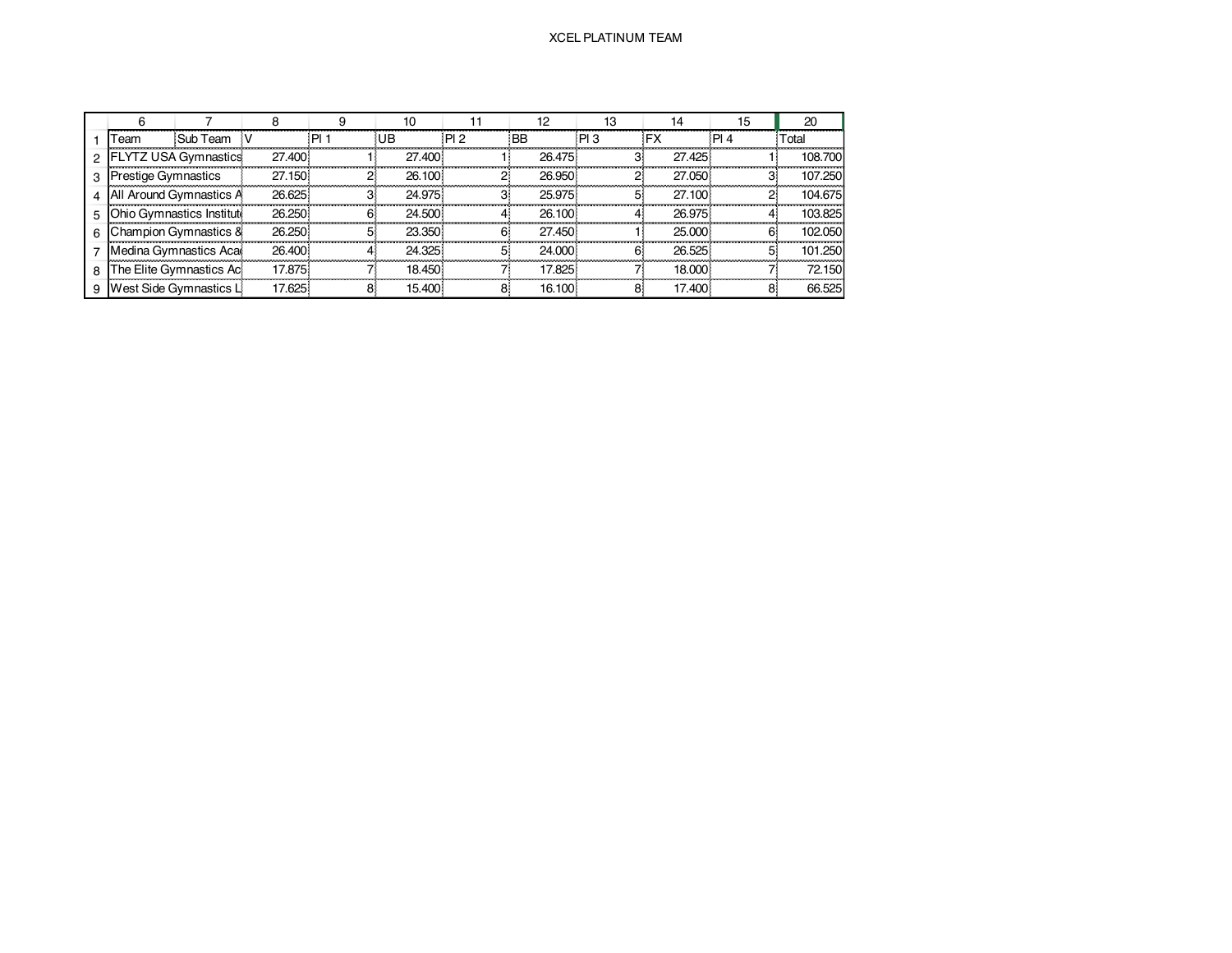# XCEL PLATINUM TEAM

|   | 6 | 7 | 8 | 9 | 10 | 11 | 12 | 13 | 14 | 15 | 20 |
|---|---|---|---|---|---|---|---|---|---|---|---|
| 1 | Team | Sub Team | V | Pl 1 | UB | Pl 2 | BB | Pl 3 | FX | Pl 4 | Total |
| 2 | FLYTZ USA Gymnastics | | 27.400 | 1 | 27.400 | 1 | 26.475 | 3 | 27.425 | 1 | 108.700 |
| 3 | Prestige Gymnastics | | 27.150 | 2 | 26.100 | 2 | 26.950 | 2 | 27.050 | 3 | 107.250 |
| 4 | All Around Gymnastics A | | 26.625 | 3 | 24.975 | 3 | 25.975 | 5 | 27.100 | 2 | 104.675 |
| 5 | Ohio Gymnastics Institute | | 26.250 | 6 | 24.500 | 4 | 26.100 | 4 | 26.975 | 4 | 103.825 |
| 6 | Champion Gymnastics & | | 26.250 | 5 | 23.350 | 6 | 27.450 | 1 | 25.000 | 6 | 102.050 |
| 7 | Medina Gymnastics Acad | | 26.400 | 4 | 24.325 | 5 | 24.000 | 6 | 26.525 | 5 | 101.250 |
| 8 | The Elite Gymnastics Ac | | 17.875 | 7 | 18.450 | 7 | 17.825 | 7 | 18.000 | 7 | 72.150 |
| 9 | West Side Gymnastics L | | 17.625 | 8 | 15.400 | 8 | 16.100 | 8 | 17.400 | 8 | 66.525 |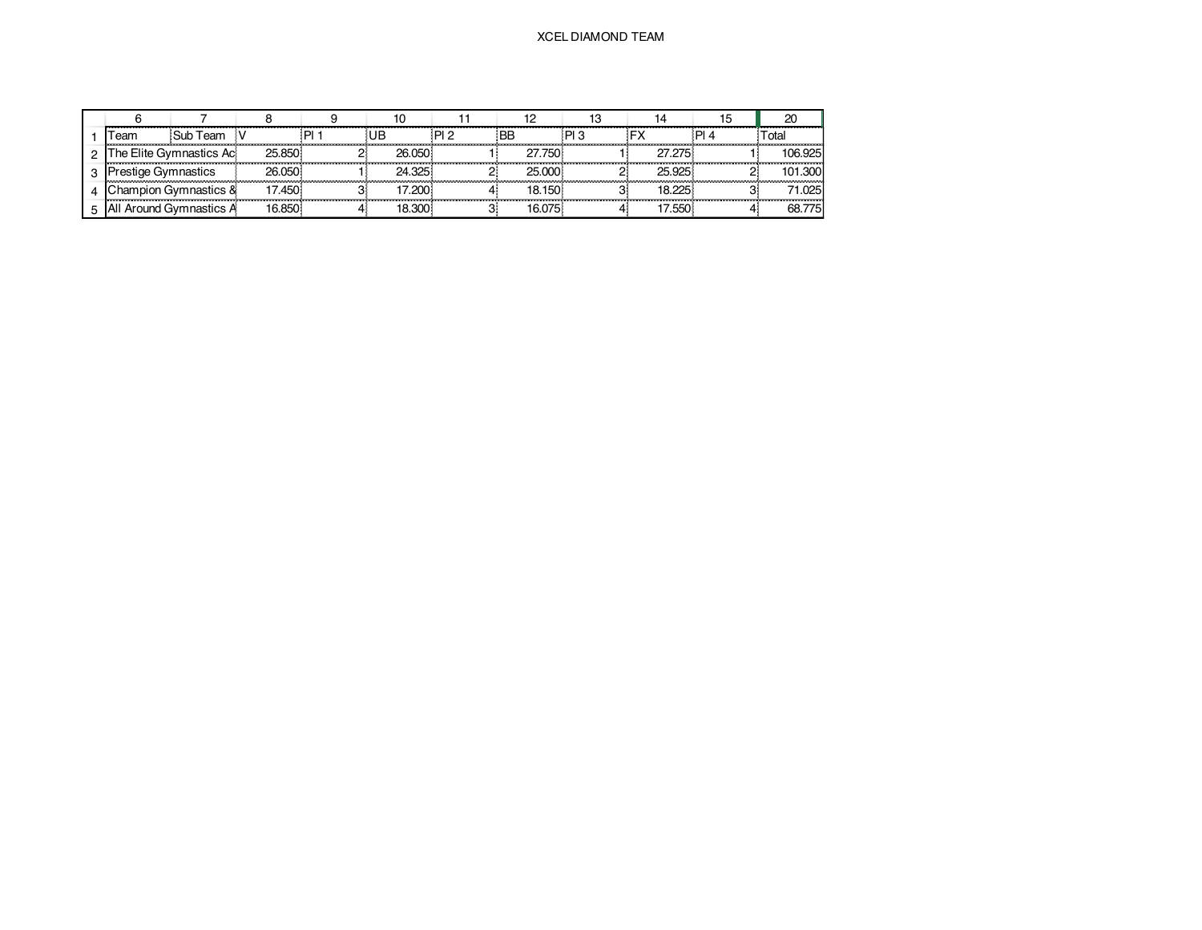XCEL DIAMOND TEAM

| | 6 | 7 | 8 | 9 | 10 | 11 | 12 | 13 | 14 | 15 | 20 |
|---|---|---|---|---|---|---|---|---|---|---|---|
| 1 | Team | Sub Team | V | Pl 1 | UB | Pl 2 | BB | Pl 3 | FX | Pl 4 | Total |
| 2 | The Elite Gymnastics Ac | | 25.850 | 2 | 26.050 | 1 | 27.750 | 1 | 27.275 | 1 | 106.925 |
| 3 | Prestige Gymnastics | | 26.050 | 1 | 24.325 | 2 | 25.000 | 2 | 25.925 | 2 | 101.300 |
| 4 | Champion Gymnastics & | | 17.450 | 3 | 17.200 | 4 | 18.150 | 3 | 18.225 | 3 | 71.025 |
| 5 | All Around Gymnastics A | | 16.850 | 4 | 18.300 | 3 | 16.075 | 4 | 17.550 | 4 | 68.775 |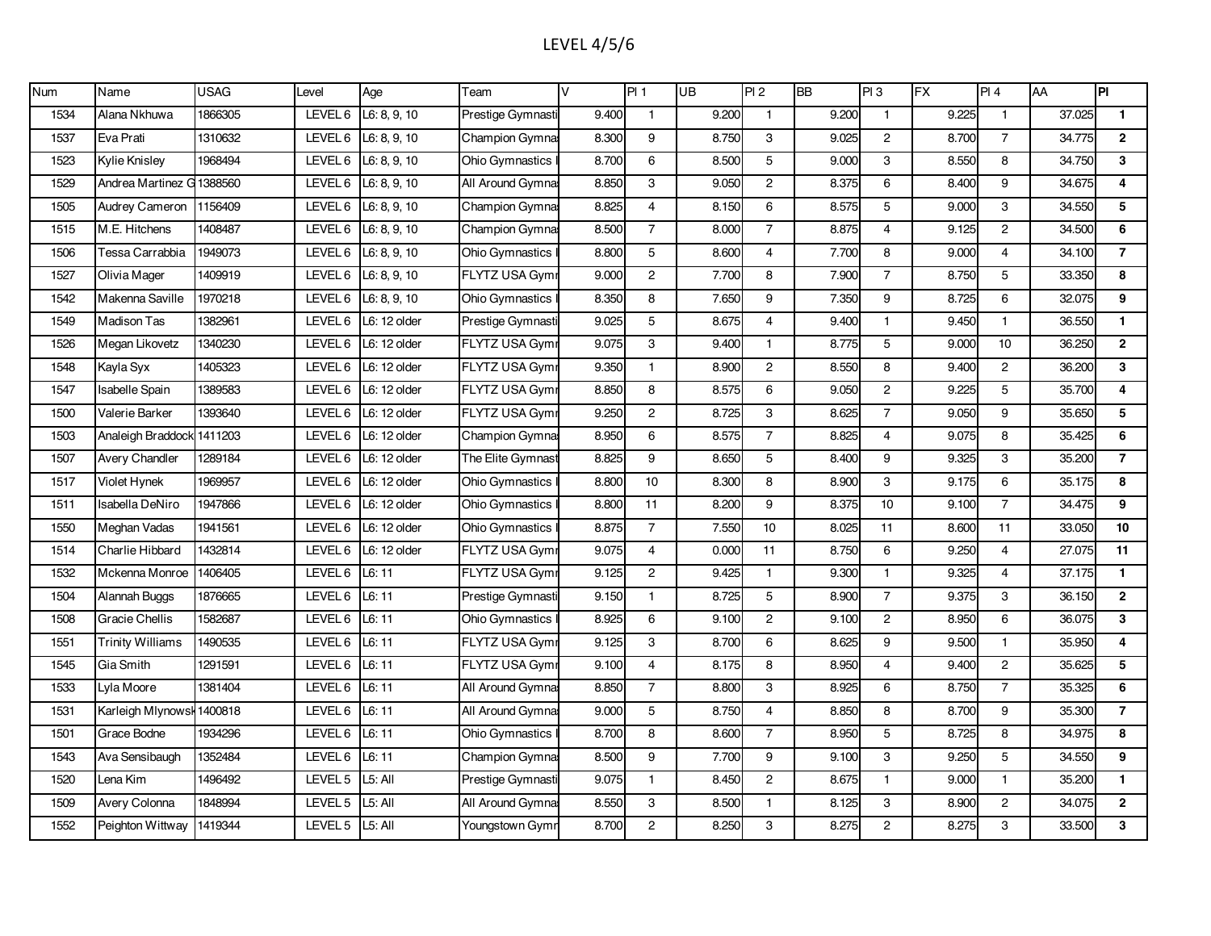# LEVEL 4/5/6

| Num | Name | USAG | Level | Age | Team | V | Pl 1 | UB | Pl 2 | BB | Pl 3 | FX | Pl 4 | AA | Pl |
|---|---|---|---|---|---|---|---|---|---|---|---|---|---|---|---|
| 1534 | Alana Nkhuwa | 1866305 | LEVEL 6 | L6: 8, 9, 10 | Prestige Gymnasti | 9.400 | 1 | 9.200 | 1 | 9.200 | 1 | 9.225 | 1 | 37.025 | **1** |
| 1537 | Eva Prati | 1310632 | LEVEL 6 | L6: 8, 9, 10 | Champion Gymna | 8.300 | 9 | 8.750 | 3 | 9.025 | 2 | 8.700 | 7 | 34.775 | **2** |
| 1523 | Kylie Knisley | 1968494 | LEVEL 6 | L6: 8, 9, 10 | Ohio Gymnastics I | 8.700 | 6 | 8.500 | 5 | 9.000 | 3 | 8.550 | 8 | 34.750 | **3** |
| 1529 | Andrea Martinez G | 1388560 | LEVEL 6 | L6: 8, 9, 10 | All Around Gymna | 8.850 | 3 | 9.050 | 2 | 8.375 | 6 | 8.400 | 9 | 34.675 | **4** |
| 1505 | Audrey Cameron | 1156409 | LEVEL 6 | L6: 8, 9, 10 | Champion Gymna | 8.825 | 4 | 8.150 | 6 | 8.575 | 5 | 9.000 | 3 | 34.550 | **5** |
| 1515 | M.E. Hitchens | 1408487 | LEVEL 6 | L6: 8, 9, 10 | Champion Gymna | 8.500 | 7 | 8.000 | 7 | 8.875 | 4 | 9.125 | 2 | 34.500 | **6** |
| 1506 | Tessa Carrabbia | 1949073 | LEVEL 6 | L6: 8, 9, 10 | Ohio Gymnastics I | 8.800 | 5 | 8.600 | 4 | 7.700 | 8 | 9.000 | 4 | 34.100 | **7** |
| 1527 | Olivia Mager | 1409919 | LEVEL 6 | L6: 8, 9, 10 | FLYTZ USA Gym | 9.000 | 2 | 7.700 | 8 | 7.900 | 7 | 8.750 | 5 | 33.350 | **8** |
| 1542 | Makenna Saville | 1970218 | LEVEL 6 | L6: 8, 9, 10 | Ohio Gymnastics I | 8.350 | 8 | 7.650 | 9 | 7.350 | 9 | 8.725 | 6 | 32.075 | **9** |
| 1549 | Madison Tas | 1382961 | LEVEL 6 | L6: 12 older | Prestige Gymnasti | 9.025 | 5 | 8.675 | 4 | 9.400 | 1 | 9.450 | 1 | 36.550 | **1** |
| 1526 | Megan Likovetz | 1340230 | LEVEL 6 | L6: 12 older | FLYTZ USA Gym | 9.075 | 3 | 9.400 | 1 | 8.775 | 5 | 9.000 | 10 | 36.250 | **2** |
| 1548 | Kayla Syx | 1405323 | LEVEL 6 | L6: 12 older | FLYTZ USA Gym | 9.350 | 1 | 8.900 | 2 | 8.550 | 8 | 9.400 | 2 | 36.200 | **3** |
| 1547 | Isabelle Spain | 1389583 | LEVEL 6 | L6: 12 older | FLYTZ USA Gym | 8.850 | 8 | 8.575 | 6 | 9.050 | 2 | 9.225 | 5 | 35.700 | **4** |
| 1500 | Valerie Barker | 1393640 | LEVEL 6 | L6: 12 older | FLYTZ USA Gym | 9.250 | 2 | 8.725 | 3 | 8.625 | 7 | 9.050 | 9 | 35.650 | **5** |
| 1503 | Analeigh Braddock | 1411203 | LEVEL 6 | L6: 12 older | Champion Gymna | 8.950 | 6 | 8.575 | 7 | 8.825 | 4 | 9.075 | 8 | 35.425 | **6** |
| 1507 | Avery Chandler | 1289184 | LEVEL 6 | L6: 12 older | The Elite Gymnast | 8.825 | 9 | 8.650 | 5 | 8.400 | 9 | 9.325 | 3 | 35.200 | **7** |
| 1517 | Violet Hynek | 1969957 | LEVEL 6 | L6: 12 older | Ohio Gymnastics I | 8.800 | 10 | 8.300 | 8 | 8.900 | 3 | 9.175 | 6 | 35.175 | **8** |
| 1511 | Isabella DeNiro | 1947866 | LEVEL 6 | L6: 12 older | Ohio Gymnastics I | 8.800 | 11 | 8.200 | 9 | 8.375 | 10 | 9.100 | 7 | 34.475 | **9** |
| 1550 | Meghan Vadas | 1941561 | LEVEL 6 | L6: 12 older | Ohio Gymnastics I | 8.875 | 7 | 7.550 | 10 | 8.025 | 11 | 8.600 | 11 | 33.050 | **10** |
| 1514 | Charlie Hibbard | 1432814 | LEVEL 6 | L6: 12 older | FLYTZ USA Gym | 9.075 | 4 | 0.000 | 11 | 8.750 | 6 | 9.250 | 4 | 27.075 | **11** |
| 1532 | Mckenna Monroe | 1406405 | LEVEL 6 | L6: 11 | FLYTZ USA Gym | 9.125 | 2 | 9.425 | 1 | 9.300 | 1 | 9.325 | 4 | 37.175 | **1** |
| 1504 | Alannah Buggs | 1876665 | LEVEL 6 | L6: 11 | Prestige Gymnasti | 9.150 | 1 | 8.725 | 5 | 8.900 | 7 | 9.375 | 3 | 36.150 | **2** |
| 1508 | Gracie Chellis | 1582687 | LEVEL 6 | L6: 11 | Ohio Gymnastics I | 8.925 | 6 | 9.100 | 2 | 9.100 | 2 | 8.950 | 6 | 36.075 | **3** |
| 1551 | Trinity Williams | 1490535 | LEVEL 6 | L6: 11 | FLYTZ USA Gym | 9.125 | 3 | 8.700 | 6 | 8.625 | 9 | 9.500 | 1 | 35.950 | **4** |
| 1545 | Gia Smith | 1291591 | LEVEL 6 | L6: 11 | FLYTZ USA Gym | 9.100 | 4 | 8.175 | 8 | 8.950 | 4 | 9.400 | 2 | 35.625 | **5** |
| 1533 | Lyla Moore | 1381404 | LEVEL 6 | L6: 11 | All Around Gymna | 8.850 | 7 | 8.800 | 3 | 8.925 | 6 | 8.750 | 7 | 35.325 | **6** |
| 1531 | Karleigh Mlynowsk | 1400818 | LEVEL 6 | L6: 11 | All Around Gymna | 9.000 | 5 | 8.750 | 4 | 8.850 | 8 | 8.700 | 9 | 35.300 | **7** |
| 1501 | Grace Bodne | 1934296 | LEVEL 6 | L6: 11 | Ohio Gymnastics I | 8.700 | 8 | 8.600 | 7 | 8.950 | 5 | 8.725 | 8 | 34.975 | **8** |
| 1543 | Ava Sensibaugh | 1352484 | LEVEL 6 | L6: 11 | Champion Gymna | 8.500 | 9 | 7.700 | 9 | 9.100 | 3 | 9.250 | 5 | 34.550 | **9** |
| 1520 | Lena Kim | 1496492 | LEVEL 5 | L5: All | Prestige Gymnasti | 9.075 | 1 | 8.450 | 2 | 8.675 | 1 | 9.000 | 1 | 35.200 | **1** |
| 1509 | Avery Colonna | 1848994 | LEVEL 5 | L5: All | All Around Gymna | 8.550 | 3 | 8.500 | 1 | 8.125 | 3 | 8.900 | 2 | 34.075 | **2** |
| 1552 | Peighton Wittway | 1419344 | LEVEL 5 | L5: All | Youngstown Gym | 8.700 | 2 | 8.250 | 3 | 8.275 | 2 | 8.275 | 3 | 33.500 | **3** |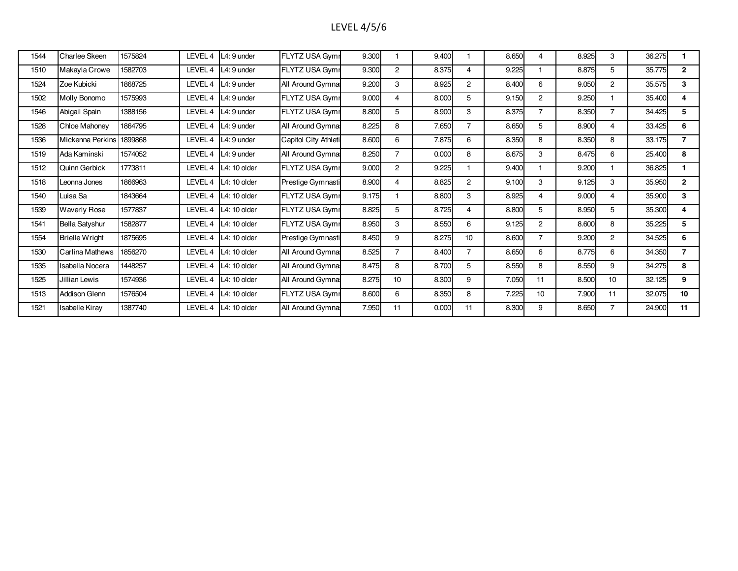# LEVEL 4/5/6

| | | | | | | | | | | | | | | | |
|---|---|---|---|---|---|---|---|---|---|---|---|---|---|---|---|
| 1544 | Charlee Skeen | 1575824 | LEVEL 4 | L4: 9 under | FLYTZ USA Gymr | 9.300 | 1 | 9.400 | 1 | 8.650 | 4 | 8.925 | 3 | 36.275 | **1** |
| 1510 | Makayla Crowe | 1582703 | LEVEL 4 | L4: 9 under | FLYTZ USA Gymr | 9.300 | 2 | 8.375 | 4 | 9.225 | 1 | 8.875 | 5 | 35.775 | **2** |
| 1524 | Zoe Kubicki | 1868725 | LEVEL 4 | L4: 9 under | All Around Gymnas | 9.200 | 3 | 8.925 | 2 | 8.400 | 6 | 9.050 | 2 | 35.575 | **3** |
| 1502 | Molly Bonomo | 1575993 | LEVEL 4 | L4: 9 under | FLYTZ USA Gymr | 9.000 | 4 | 8.000 | 5 | 9.150 | 2 | 9.250 | 1 | 35.400 | **4** |
| 1546 | Abigail Spain | 1388156 | LEVEL 4 | L4: 9 under | FLYTZ USA Gymr | 8.800 | 5 | 8.900 | 3 | 8.375 | 7 | 8.350 | 7 | 34.425 | **5** |
| 1528 | Chloe Mahoney | 1864795 | LEVEL 4 | L4: 9 under | All Around Gymnas | 8.225 | 8 | 7.650 | 7 | 8.650 | 5 | 8.900 | 4 | 33.425 | **6** |
| 1536 | Mickenna Perkins | 1899868 | LEVEL 4 | L4: 9 under | Capitol City Athleti | 8.600 | 6 | 7.875 | 6 | 8.350 | 8 | 8.350 | 8 | 33.175 | **7** |
| 1519 | Ada Kaminski | 1574052 | LEVEL 4 | L4: 9 under | All Around Gymnas | 8.250 | 7 | 0.000 | 8 | 8.675 | 3 | 8.475 | 6 | 25.400 | **8** |
| 1512 | Quinn Gerbick | 1773811 | LEVEL 4 | L4: 10 older | FLYTZ USA Gymr | 9.000 | 2 | 9.225 | 1 | 9.400 | 1 | 9.200 | 1 | 36.825 | **1** |
| 1518 | Leonna Jones | 1866963 | LEVEL 4 | L4: 10 older | Prestige Gymnasti | 8.900 | 4 | 8.825 | 2 | 9.100 | 3 | 9.125 | 3 | 35.950 | **2** |
| 1540 | Luisa Sa | 1843664 | LEVEL 4 | L4: 10 older | FLYTZ USA Gymr | 9.175 | 1 | 8.800 | 3 | 8.925 | 4 | 9.000 | 4 | 35.900 | **3** |
| 1539 | Waverly Rose | 1577837 | LEVEL 4 | L4: 10 older | FLYTZ USA Gymr | 8.825 | 5 | 8.725 | 4 | 8.800 | 5 | 8.950 | 5 | 35.300 | **4** |
| 1541 | Bella Satyshur | 1582877 | LEVEL 4 | L4: 10 older | FLYTZ USA Gymr | 8.950 | 3 | 8.550 | 6 | 9.125 | 2 | 8.600 | 8 | 35.225 | **5** |
| 1554 | Brielle Wright | 1875695 | LEVEL 4 | L4: 10 older | Prestige Gymnasti | 8.450 | 9 | 8.275 | 10 | 8.600 | 7 | 9.200 | 2 | 34.525 | **6** |
| 1530 | Carlina Mathews | 1856270 | LEVEL 4 | L4: 10 older | All Around Gymnas | 8.525 | 7 | 8.400 | 7 | 8.650 | 6 | 8.775 | 6 | 34.350 | **7** |
| 1535 | Isabella Nocera | 1448257 | LEVEL 4 | L4: 10 older | All Around Gymnas | 8.475 | 8 | 8.700 | 5 | 8.550 | 8 | 8.550 | 9 | 34.275 | **8** |
| 1525 | Jillian Lewis | 1574936 | LEVEL 4 | L4: 10 older | All Around Gymnas | 8.275 | 10 | 8.300 | 9 | 7.050 | 11 | 8.500 | 10 | 32.125 | **9** |
| 1513 | Addison Glenn | 1576504 | LEVEL 4 | L4: 10 older | FLYTZ USA Gymr | 8.600 | 6 | 8.350 | 8 | 7.225 | 10 | 7.900 | 11 | 32.075 | **10** |
| 1521 | Isabelle Kiray | 1387740 | LEVEL 4 | L4: 10 older | All Around Gymnas | 7.950 | 11 | 0.000 | 11 | 8.300 | 9 | 8.650 | 7 | 24.900 | **11** |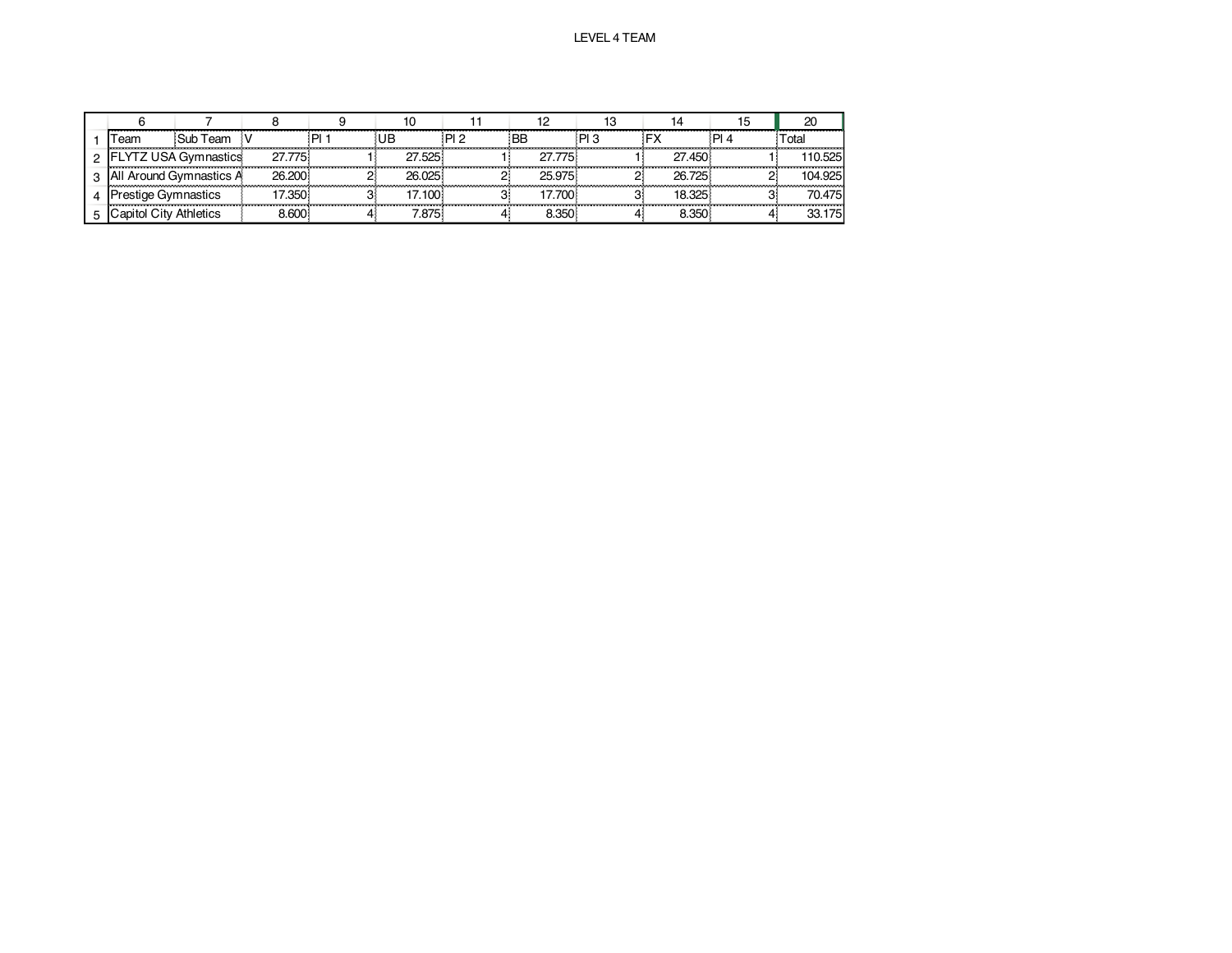# LEVEL 4 TEAM

| Team | Sub Team | V | Pl 1 | UB | Pl 2 | BB | Pl 3 | FX | Pl 4 | Total |
|---|---|---|---|---|---|---|---|---|---|---|
| FLYTZ USA Gymnastics | | 27.775 | 1 | 27.525 | 1 | 27.775 | 1 | 27.450 | 1 | 110.525 |
| All Around Gymnastics A | | 26.200 | 2 | 26.025 | 2 | 25.975 | 2 | 26.725 | 2 | 104.925 |
| Prestige Gymnastics | | 17.350 | 3 | 17.100 | 3 | 17.700 | 3 | 18.325 | 3 | 70.475 |
| Capitol City Athletics | | 8.600 | 4 | 7.875 | 4 | 8.350 | 4 | 8.350 | 4 | 33.175 |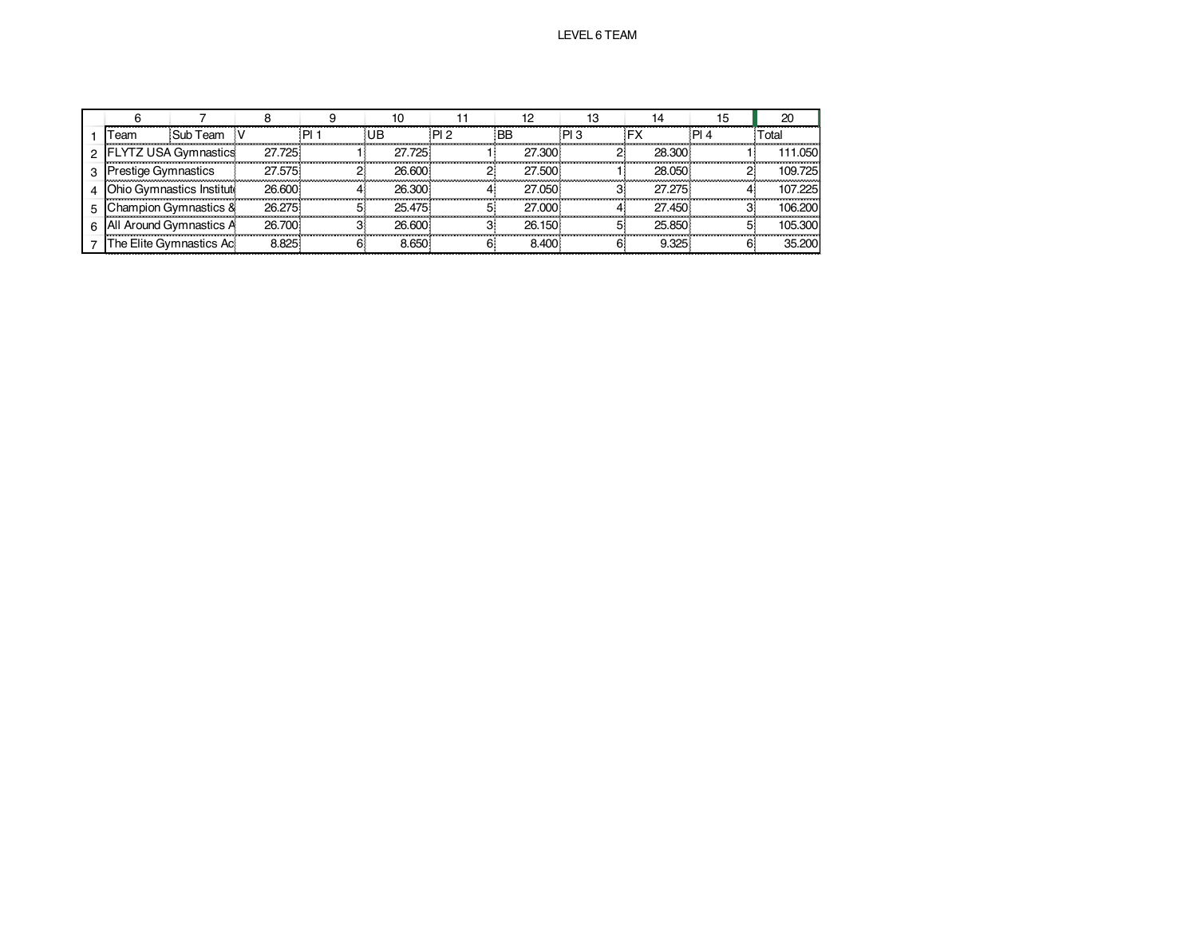LEVEL 6 TEAM

| | 6 | 7 | 8 | 9 | 10 | 11 | 12 | 13 | 14 | 15 | 20 |
|---|---|---|---|---|---|---|---|---|---|---|---|
| 1 | Team | Sub Team | V | Pl 1 | UB | Pl 2 | BB | Pl 3 | FX | Pl 4 | Total |
| 2 | FLYTZ USA Gymnastics | | 27.725 | 1 | 27.725 | 1 | 27.300 | 2 | 28.300 | 1 | 111.050 |
| 3 | Prestige Gymnastics | | 27.575 | 2 | 26.600 | 2 | 27.500 | 1 | 28.050 | 2 | 109.725 |
| 4 | Ohio Gymnastics Institute | | 26.600 | 4 | 26.300 | 4 | 27.050 | 3 | 27.275 | 4 | 107.225 |
| 5 | Champion Gymnastics & | | 26.275 | 5 | 25.475 | 5 | 27.000 | 4 | 27.450 | 3 | 106.200 |
| 6 | All Around Gymnastics A | | 26.700 | 3 | 26.600 | 3 | 26.150 | 5 | 25.850 | 5 | 105.300 |
| 7 | The Elite Gymnastics Ac | | 8.825 | 6 | 8.650 | 6 | 8.400 | 6 | 9.325 | 6 | 35.200 |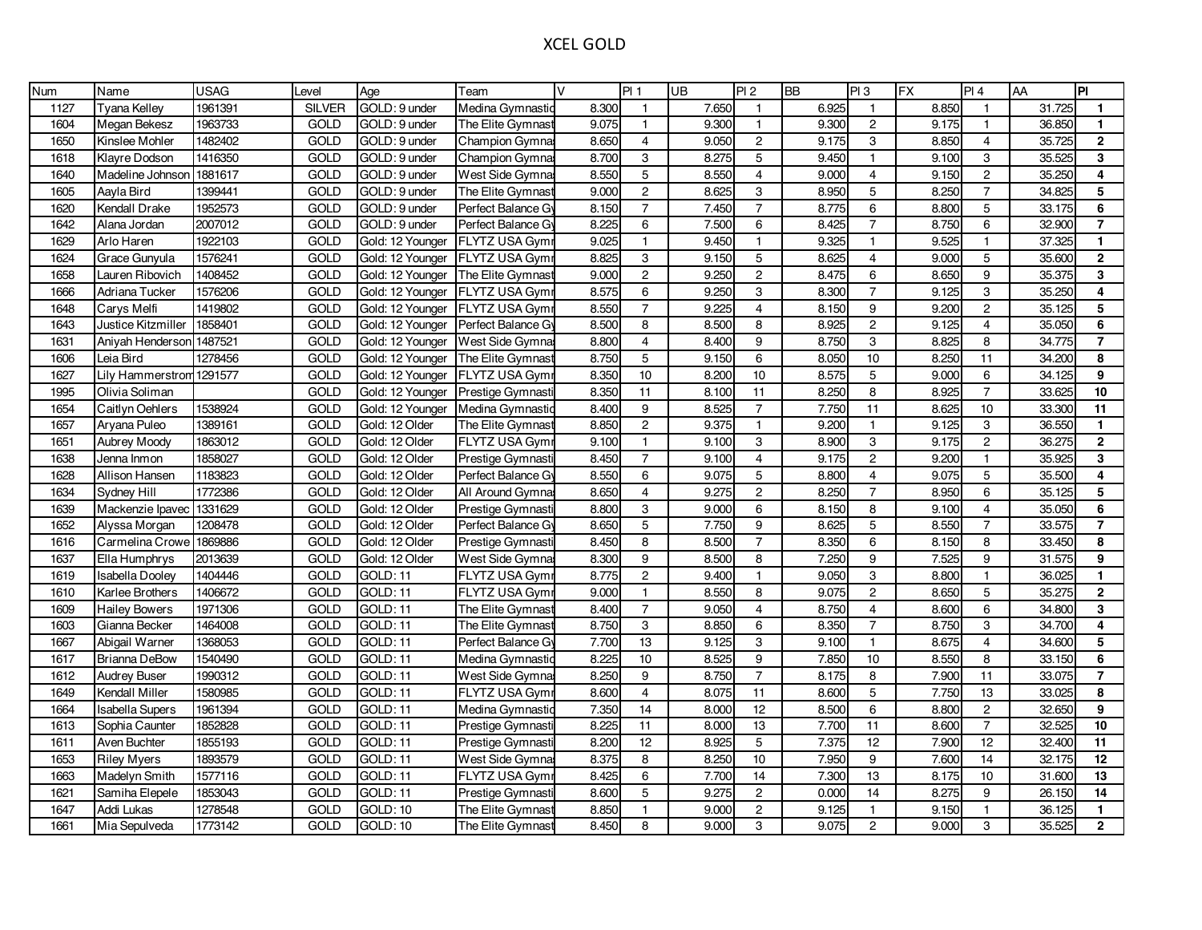# XCEL GOLD

| Num | Name | USAG | Level | Age | Team | V | Pl 1 | UB | Pl 2 | BB | Pl 3 | FX | Pl 4 | AA | Pl |
|---|---|---|---|---|---|---|---|---|---|---|---|---|---|---|---|
| 1127 | Tyana Kelley | 1961391 | SILVER | GOLD: 9 under | Medina Gymnastic | 8.300 | 1 | 7.650 | 1 | 6.925 | 1 | 8.850 | 1 | 31.725 | **1** |
| 1604 | Megan Bekesz | 1963733 | GOLD | GOLD: 9 under | The Elite Gymnast | 9.075 | 1 | 9.300 | 1 | 9.300 | 2 | 9.175 | 1 | 36.850 | **1** |
| 1650 | Kinslee Mohler | 1482402 | GOLD | GOLD: 9 under | Champion Gymna | 8.650 | 4 | 9.050 | 2 | 9.175 | 3 | 8.850 | 4 | 35.725 | **2** |
| 1618 | Klayre Dodson | 1416350 | GOLD | GOLD: 9 under | Champion Gymna | 8.700 | 3 | 8.275 | 5 | 9.450 | 1 | 9.100 | 3 | 35.525 | **3** |
| 1640 | Madeline Johnson | 1881617 | GOLD | GOLD: 9 under | West Side Gymna | 8.550 | 5 | 8.550 | 4 | 9.000 | 4 | 9.150 | 2 | 35.250 | **4** |
| 1605 | Aayla Bird | 1399441 | GOLD | GOLD: 9 under | The Elite Gymnast | 9.000 | 2 | 8.625 | 3 | 8.950 | 5 | 8.250 | 7 | 34.825 | **5** |
| 1620 | Kendall Drake | 1952573 | GOLD | GOLD: 9 under | Perfect Balance G | 8.150 | 7 | 7.450 | 7 | 8.775 | 6 | 8.800 | 5 | 33.175 | **6** |
| 1642 | Alana Jordan | 2007012 | GOLD | GOLD: 9 under | Perfect Balance G | 8.225 | 6 | 7.500 | 6 | 8.425 | 7 | 8.750 | 6 | 32.900 | **7** |
| 1629 | Arlo Haren | 1922103 | GOLD | Gold: 12 Younger | FLYTZ USA Gym | 9.025 | 1 | 9.450 | 1 | 9.325 | 1 | 9.525 | 1 | 37.325 | **1** |
| 1624 | Grace Gunyula | 1576241 | GOLD | Gold: 12 Younger | FLYTZ USA Gym | 8.825 | 3 | 9.150 | 5 | 8.625 | 4 | 9.000 | 5 | 35.600 | **2** |
| 1658 | Lauren Ribovich | 1408452 | GOLD | Gold: 12 Younger | The Elite Gymnast | 9.000 | 2 | 9.250 | 2 | 8.475 | 6 | 8.650 | 9 | 35.375 | **3** |
| 1666 | Adriana Tucker | 1576206 | GOLD | Gold: 12 Younger | FLYTZ USA Gym | 8.575 | 6 | 9.250 | 3 | 8.300 | 7 | 9.125 | 3 | 35.250 | **4** |
| 1648 | Carys Melfi | 1419802 | GOLD | Gold: 12 Younger | FLYTZ USA Gym | 8.550 | 7 | 9.225 | 4 | 8.150 | 9 | 9.200 | 2 | 35.125 | **5** |
| 1643 | Justice Kitzmiller | 1858401 | GOLD | Gold: 12 Younger | Perfect Balance G | 8.500 | 8 | 8.500 | 8 | 8.925 | 2 | 9.125 | 4 | 35.050 | **6** |
| 1631 | Aniyah Henderson | 1487521 | GOLD | Gold: 12 Younger | West Side Gymna | 8.800 | 4 | 8.400 | 9 | 8.750 | 3 | 8.825 | 8 | 34.775 | **7** |
| 1606 | Leia Bird | 1278456 | GOLD | Gold: 12 Younger | The Elite Gymnast | 8.750 | 5 | 9.150 | 6 | 8.050 | 10 | 8.250 | 11 | 34.200 | **8** |
| 1627 | Lily Hammerstrom | 1291577 | GOLD | Gold: 12 Younger | FLYTZ USA Gym | 8.350 | 10 | 8.200 | 10 | 8.575 | 5 | 9.000 | 6 | 34.125 | **9** |
| 1995 | Olivia Soliman | | GOLD | Gold: 12 Younger | Prestige Gymnasti | 8.350 | 11 | 8.100 | 11 | 8.250 | 8 | 8.925 | 7 | 33.625 | **10** |
| 1654 | Caitlyn Oehlers | 1538924 | GOLD | Gold: 12 Younger | Medina Gymnastic | 8.400 | 9 | 8.525 | 7 | 7.750 | 11 | 8.625 | 10 | 33.300 | **11** |
| 1657 | Aryana Puleo | 1389161 | GOLD | Gold: 12 Older | The Elite Gymnast | 8.850 | 2 | 9.375 | 1 | 9.200 | 1 | 9.125 | 3 | 36.550 | **1** |
| 1651 | Aubrey Moody | 1863012 | GOLD | Gold: 12 Older | FLYTZ USA Gym | 9.100 | 1 | 9.100 | 3 | 8.900 | 3 | 9.175 | 2 | 36.275 | **2** |
| 1638 | Jenna Inmon | 1858027 | GOLD | Gold: 12 Older | Prestige Gymnasti | 8.450 | 7 | 9.100 | 4 | 9.175 | 2 | 9.200 | 1 | 35.925 | **3** |
| 1628 | Allison Hansen | 1183823 | GOLD | Gold: 12 Older | Perfect Balance G | 8.550 | 6 | 9.075 | 5 | 8.800 | 4 | 9.075 | 5 | 35.500 | **4** |
| 1634 | Sydney Hill | 1772386 | GOLD | Gold: 12 Older | All Around Gymna | 8.650 | 4 | 9.275 | 2 | 8.250 | 7 | 8.950 | 6 | 35.125 | **5** |
| 1639 | Mackenzie Ipavec | 1331629 | GOLD | Gold: 12 Older | Prestige Gymnasti | 8.800 | 3 | 9.000 | 6 | 8.150 | 8 | 9.100 | 4 | 35.050 | **6** |
| 1652 | Alyssa Morgan | 1208478 | GOLD | Gold: 12 Older | Perfect Balance G | 8.650 | 5 | 7.750 | 9 | 8.625 | 5 | 8.550 | 7 | 33.575 | **7** |
| 1616 | Carmelina Crowe | 1869886 | GOLD | Gold: 12 Older | Prestige Gymnasti | 8.450 | 8 | 8.500 | 7 | 8.350 | 6 | 8.150 | 8 | 33.450 | **8** |
| 1637 | Ella Humphrys | 2013639 | GOLD | Gold: 12 Older | West Side Gymna | 8.300 | 9 | 8.500 | 8 | 7.250 | 9 | 7.525 | 9 | 31.575 | **9** |
| 1619 | Isabella Dooley | 1404446 | GOLD | GOLD: 11 | FLYTZ USA Gym | 8.775 | 2 | 9.400 | 1 | 9.050 | 3 | 8.800 | 1 | 36.025 | **1** |
| 1610 | Karlee Brothers | 1406672 | GOLD | GOLD: 11 | FLYTZ USA Gym | 9.000 | 1 | 8.550 | 8 | 9.075 | 2 | 8.650 | 5 | 35.275 | **2** |
| 1609 | Hailey Bowers | 1971306 | GOLD | GOLD: 11 | The Elite Gymnast | 8.400 | 7 | 9.050 | 4 | 8.750 | 4 | 8.600 | 6 | 34.800 | **3** |
| 1603 | Gianna Becker | 1464008 | GOLD | GOLD: 11 | The Elite Gymnast | 8.750 | 3 | 8.850 | 6 | 8.350 | 7 | 8.750 | 3 | 34.700 | **4** |
| 1667 | Abigail Warner | 1368053 | GOLD | GOLD: 11 | Perfect Balance G | 7.700 | 13 | 9.125 | 3 | 9.100 | 1 | 8.675 | 4 | 34.600 | **5** |
| 1617 | Brianna DeBow | 1540490 | GOLD | GOLD: 11 | Medina Gymnastic | 8.225 | 10 | 8.525 | 9 | 7.850 | 10 | 8.550 | 8 | 33.150 | **6** |
| 1612 | Audrey Buser | 1990312 | GOLD | GOLD: 11 | West Side Gymna | 8.250 | 9 | 8.750 | 7 | 8.175 | 8 | 7.900 | 11 | 33.075 | **7** |
| 1649 | Kendall Miller | 1580985 | GOLD | GOLD: 11 | FLYTZ USA Gym | 8.600 | 4 | 8.075 | 11 | 8.600 | 5 | 7.750 | 13 | 33.025 | **8** |
| 1664 | Isabella Supers | 1961394 | GOLD | GOLD: 11 | Medina Gymnastic | 7.350 | 14 | 8.000 | 12 | 8.500 | 6 | 8.800 | 2 | 32.650 | **9** |
| 1613 | Sophia Caunter | 1852828 | GOLD | GOLD: 11 | Prestige Gymnasti | 8.225 | 11 | 8.000 | 13 | 7.700 | 11 | 8.600 | 7 | 32.525 | **10** |
| 1611 | Aven Buchter | 1855193 | GOLD | GOLD: 11 | Prestige Gymnasti | 8.200 | 12 | 8.925 | 5 | 7.375 | 12 | 7.900 | 12 | 32.400 | **11** |
| 1653 | Riley Myers | 1893579 | GOLD | GOLD: 11 | West Side Gymna | 8.375 | 8 | 8.250 | 10 | 7.950 | 9 | 7.600 | 14 | 32.175 | **12** |
| 1663 | Madelyn Smith | 1577116 | GOLD | GOLD: 11 | FLYTZ USA Gym | 8.425 | 6 | 7.700 | 14 | 7.300 | 13 | 8.175 | 10 | 31.600 | **13** |
| 1621 | Samiha Elepele | 1853043 | GOLD | GOLD: 11 | Prestige Gymnasti | 8.600 | 5 | 9.275 | 2 | 0.000 | 14 | 8.275 | 9 | 26.150 | **14** |
| 1647 | Addi Lukas | 1278548 | GOLD | GOLD: 10 | The Elite Gymnast | 8.850 | 1 | 9.000 | 2 | 9.125 | 1 | 9.150 | 1 | 36.125 | **1** |
| 1661 | Mia Sepulveda | 1773142 | GOLD | GOLD: 10 | The Elite Gymnast | 8.450 | 8 | 9.000 | 3 | 9.075 | 2 | 9.000 | 3 | 35.525 | **2** |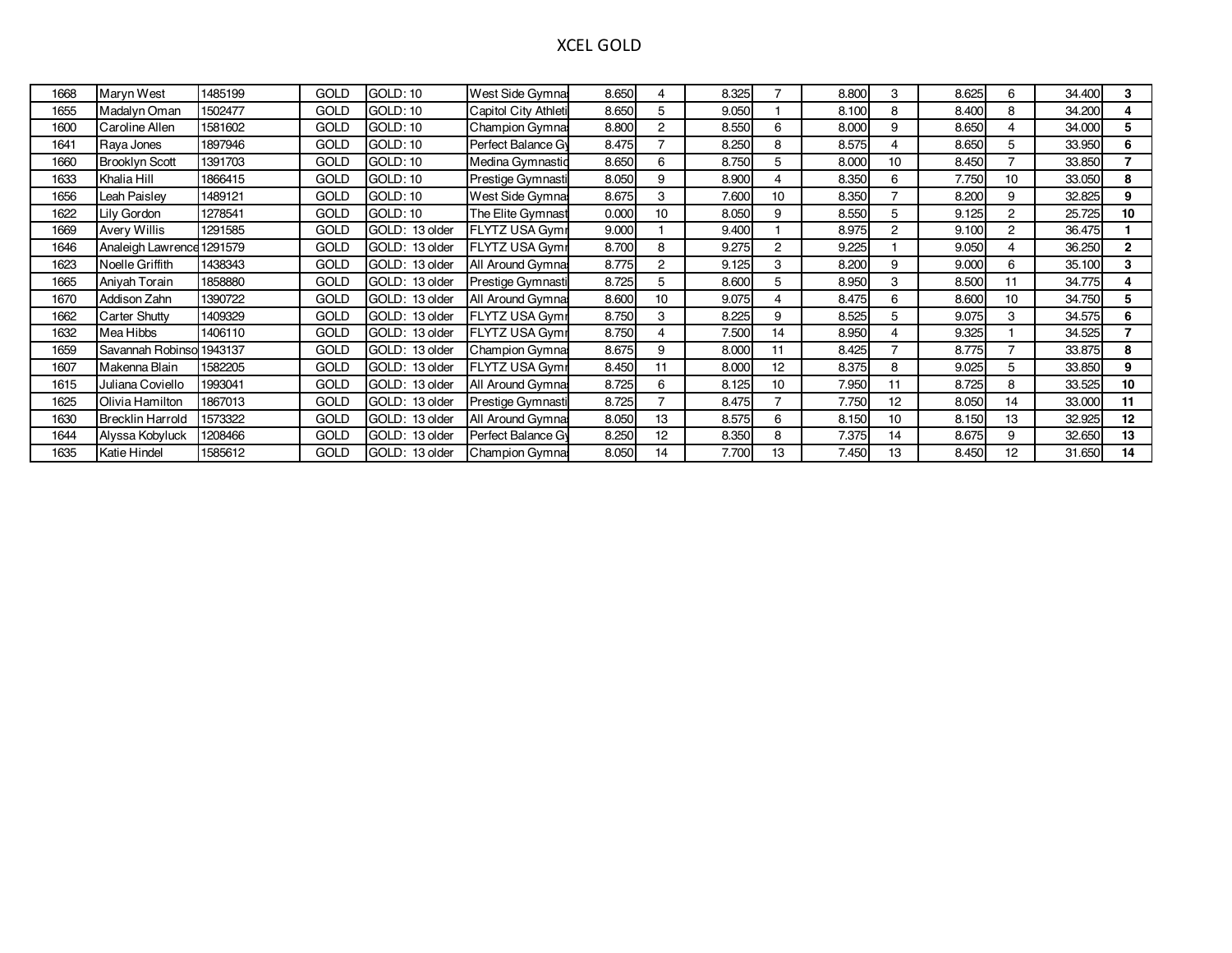# XCEL GOLD

| | | | | | | | | | | | | | | | |
|---|---|---|---|---|---|---|---|---|---|---|---|---|---|---|---|
| 1668 | Maryn West | 1485199 | GOLD | GOLD: 10 | West Side Gymna | 8.650 | 4 | 8.325 | 7 | 8.800 | 3 | 8.625 | 6 | 34.400 | **3** |
| 1655 | Madalyn Oman | 1502477 | GOLD | GOLD: 10 | Capitol City Athleti | 8.650 | 5 | 9.050 | 1 | 8.100 | 8 | 8.400 | 8 | 34.200 | **4** |
| 1600 | Caroline Allen | 1581602 | GOLD | GOLD: 10 | Champion Gymna | 8.800 | 2 | 8.550 | 6 | 8.000 | 9 | 8.650 | 4 | 34.000 | **5** |
| 1641 | Raya Jones | 1897946 | GOLD | GOLD: 10 | Perfect Balance Gy | 8.475 | 7 | 8.250 | 8 | 8.575 | 4 | 8.650 | 5 | 33.950 | **6** |
| 1660 | Brooklyn Scott | 1391703 | GOLD | GOLD: 10 | Medina Gymnastic | 8.650 | 6 | 8.750 | 5 | 8.000 | 10 | 8.450 | 7 | 33.850 | **7** |
| 1633 | Khalia Hill | 1866415 | GOLD | GOLD: 10 | Prestige Gymnasti | 8.050 | 9 | 8.900 | 4 | 8.350 | 6 | 7.750 | 10 | 33.050 | **8** |
| 1656 | Leah Paisley | 1489121 | GOLD | GOLD: 10 | West Side Gymna | 8.675 | 3 | 7.600 | 10 | 8.350 | 7 | 8.200 | 9 | 32.825 | **9** |
| 1622 | Lily Gordon | 1278541 | GOLD | GOLD: 10 | The Elite Gymnast | 0.000 | 10 | 8.050 | 9 | 8.550 | 5 | 9.125 | 2 | 25.725 | **10** |
| 1669 | Avery Willis | 1291585 | GOLD | GOLD: 13 older | FLYTZ USA Gym | 9.000 | 1 | 9.400 | 1 | 8.975 | 2 | 9.100 | 2 | 36.475 | **1** |
| 1646 | Analeigh Lawrence | 1291579 | GOLD | GOLD: 13 older | FLYTZ USA Gym | 8.700 | 8 | 9.275 | 2 | 9.225 | 1 | 9.050 | 4 | 36.250 | **2** |
| 1623 | Noelle Griffith | 1438343 | GOLD | GOLD: 13 older | All Around Gymna | 8.775 | 2 | 9.125 | 3 | 8.200 | 9 | 9.000 | 6 | 35.100 | **3** |
| 1665 | Aniyah Torain | 1858880 | GOLD | GOLD: 13 older | Prestige Gymnasti | 8.725 | 5 | 8.600 | 5 | 8.950 | 3 | 8.500 | 11 | 34.775 | **4** |
| 1670 | Addison Zahn | 1390722 | GOLD | GOLD: 13 older | All Around Gymna | 8.600 | 10 | 9.075 | 4 | 8.475 | 6 | 8.600 | 10 | 34.750 | **5** |
| 1662 | Carter Shutty | 1409329 | GOLD | GOLD: 13 older | FLYTZ USA Gym | 8.750 | 3 | 8.225 | 9 | 8.525 | 5 | 9.075 | 3 | 34.575 | **6** |
| 1632 | Mea Hibbs | 1406110 | GOLD | GOLD: 13 older | FLYTZ USA Gym | 8.750 | 4 | 7.500 | 14 | 8.950 | 4 | 9.325 | 1 | 34.525 | **7** |
| 1659 | Savannah Robinso | 1943137 | GOLD | GOLD: 13 older | Champion Gymna | 8.675 | 9 | 8.000 | 11 | 8.425 | 7 | 8.775 | 7 | 33.875 | **8** |
| 1607 | Makenna Blain | 1582205 | GOLD | GOLD: 13 older | FLYTZ USA Gym | 8.450 | 11 | 8.000 | 12 | 8.375 | 8 | 9.025 | 5 | 33.850 | **9** |
| 1615 | Juliana Coviello | 1993041 | GOLD | GOLD: 13 older | All Around Gymna | 8.725 | 6 | 8.125 | 10 | 7.950 | 11 | 8.725 | 8 | 33.525 | **10** |
| 1625 | Olivia Hamilton | 1867013 | GOLD | GOLD: 13 older | Prestige Gymnasti | 8.725 | 7 | 8.475 | 7 | 7.750 | 12 | 8.050 | 14 | 33.000 | **11** |
| 1630 | Brecklin Harrold | 1573322 | GOLD | GOLD: 13 older | All Around Gymna | 8.050 | 13 | 8.575 | 6 | 8.150 | 10 | 8.150 | 13 | 32.925 | **12** |
| 1644 | Alyssa Kobyluck | 1208466 | GOLD | GOLD: 13 older | Perfect Balance Gy | 8.250 | 12 | 8.350 | 8 | 7.375 | 14 | 8.675 | 9 | 32.650 | **13** |
| 1635 | Katie Hindel | 1585612 | GOLD | GOLD: 13 older | Champion Gymna | 8.050 | 14 | 7.700 | 13 | 7.450 | 13 | 8.450 | 12 | 31.650 | **14** |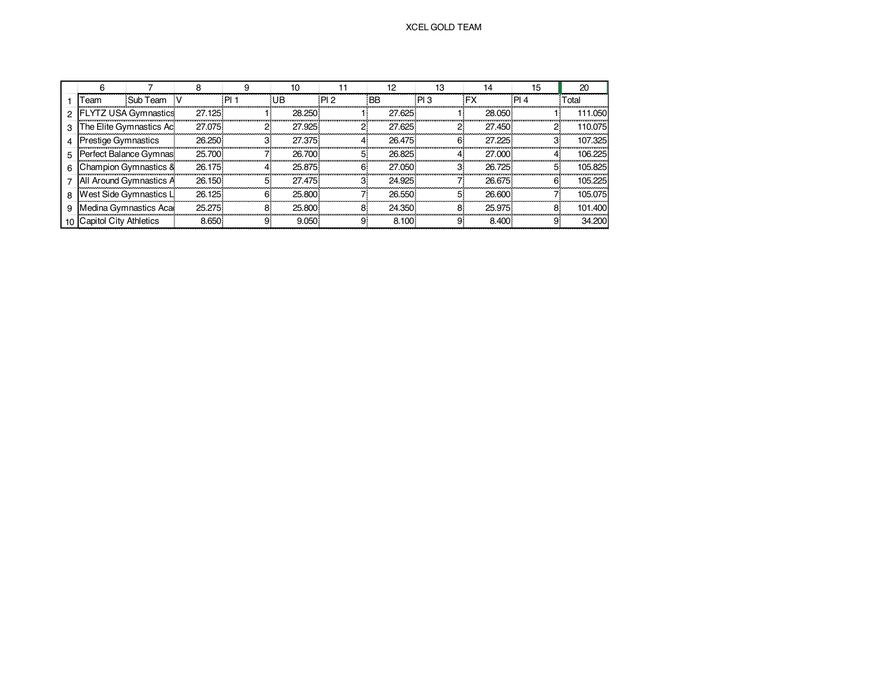XCEL GOLD TEAM

| | 6 | 7 | 8 | 9 | 10 | 11 | 12 | 13 | 14 | 15 | 20 |
|---|---|---|---|---|---|---|---|---|---|---|---|
| 1 | Team | Sub Team | V | Pl 1 | UB | Pl 2 | BB | Pl 3 | FX | Pl 4 | Total |
| 2 | FLYTZ USA Gymnastics | | 27.125 | 1 | 28.250 | 1 | 27.625 | 1 | 28.050 | 1 | 111.050 |
| 3 | The Elite Gymnastics Ac | | 27.075 | 2 | 27.925 | 2 | 27.625 | 2 | 27.450 | 2 | 110.075 |
| 4 | Prestige Gymnastics | | 26.250 | 3 | 27.375 | 4 | 26.475 | 6 | 27.225 | 3 | 107.325 |
| 5 | Perfect Balance Gymnas | | 25.700 | 7 | 26.700 | 5 | 26.825 | 4 | 27.000 | 4 | 106.225 |
| 6 | Champion Gymnastics & | | 26.175 | 4 | 25.875 | 6 | 27.050 | 3 | 26.725 | 5 | 105.825 |
| 7 | All Around Gymnastics A | | 26.150 | 5 | 27.475 | 3 | 24.925 | 7 | 26.675 | 6 | 105.225 |
| 8 | West Side Gymnastics L | | 26.125 | 6 | 25.800 | 7 | 26.550 | 5 | 26.600 | 7 | 105.075 |
| 9 | Medina Gymnastics Aca | | 25.275 | 8 | 25.800 | 8 | 24.350 | 8 | 25.975 | 8 | 101.400 |
| 10 | Capitol City Athletics | | 8.650 | 9 | 9.050 | 9 | 8.100 | 9 | 8.400 | 9 | 34.200 |